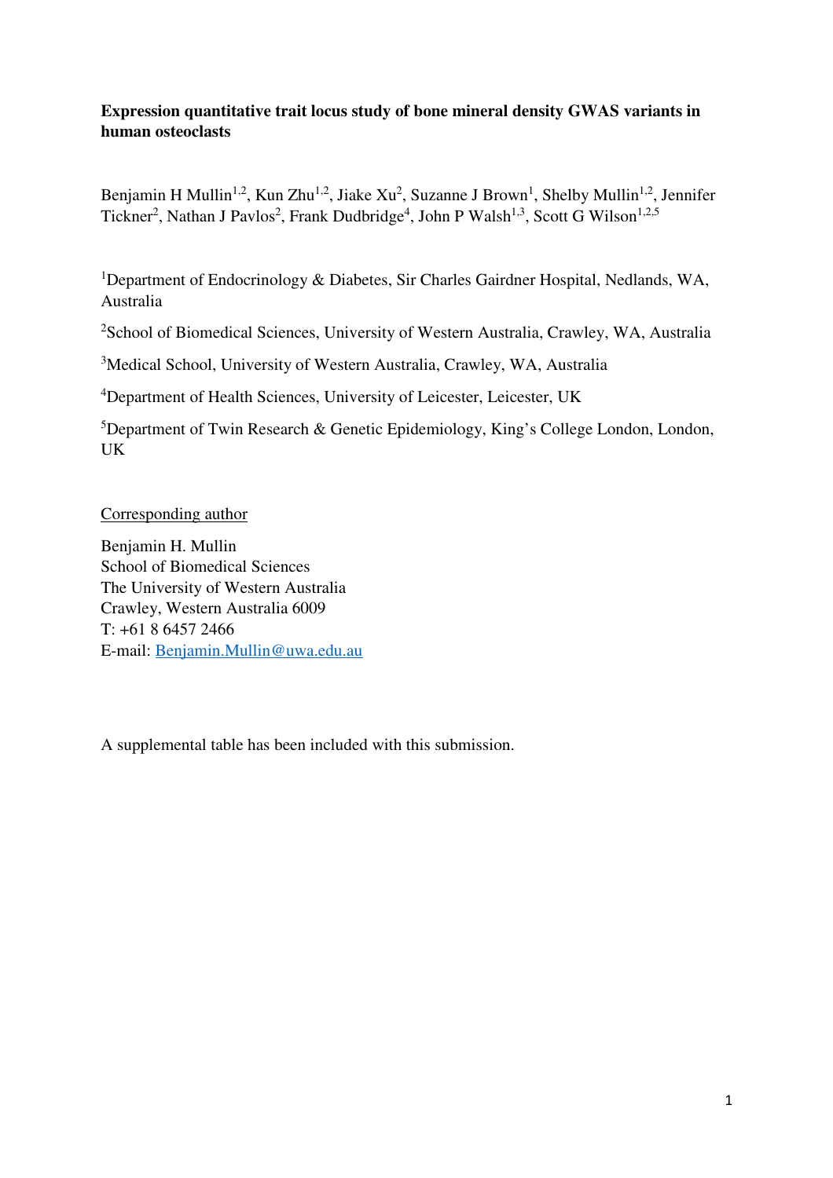**Expression quantitative trait locus study of bone mineral density GWAS variants in human osteoclasts**

Benjamin H Mullin[1,2], Kun Zhu[1,2], Jiake Xu[2], Suzanne J Brown[1], Shelby Mullin[1,2], Jennifer Tickner[2], Nathan J Pavlos[2], Frank Dudbridge[4], John P Walsh[1,3], Scott G Wilson[1,2,5]

[1]Department of Endocrinology & Diabetes, Sir Charles Gairdner Hospital, Nedlands, WA, Australia

[2]School of Biomedical Sciences, University of Western Australia, Crawley, WA, Australia

[3]Medical School, University of Western Australia, Crawley, WA, Australia

[4]Department of Health Sciences, University of Leicester, Leicester, UK

[5]Department of Twin Research & Genetic Epidemiology, King's College London, London, UK

Corresponding author

Benjamin H. Mullin
School of Biomedical Sciences
The University of Western Australia
Crawley, Western Australia 6009
T: +61 8 6457 2466
E-mail: Benjamin.Mullin@uwa.edu.au

A supplemental table has been included with this submission.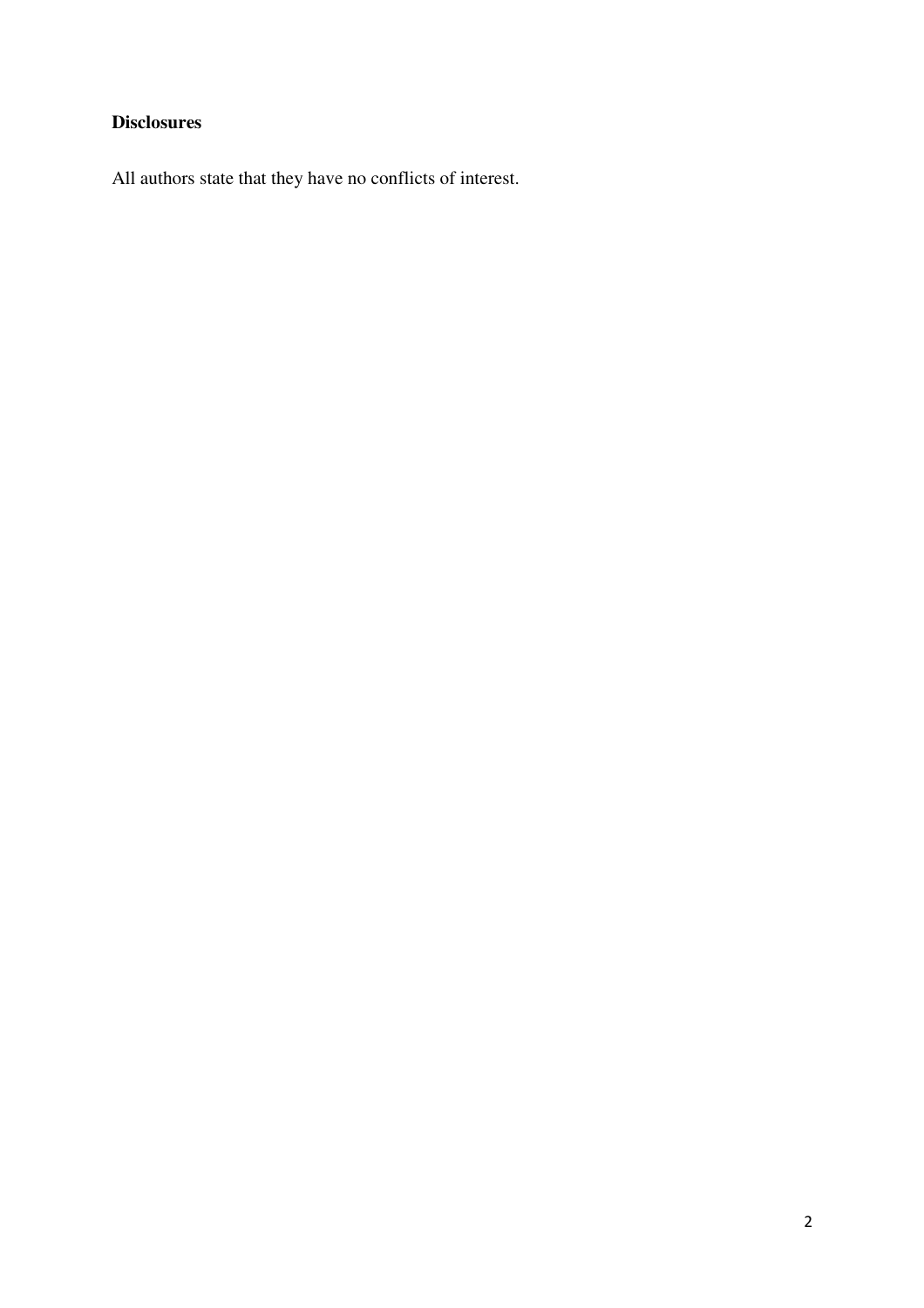**Disclosures**

All authors state that they have no conflicts of interest.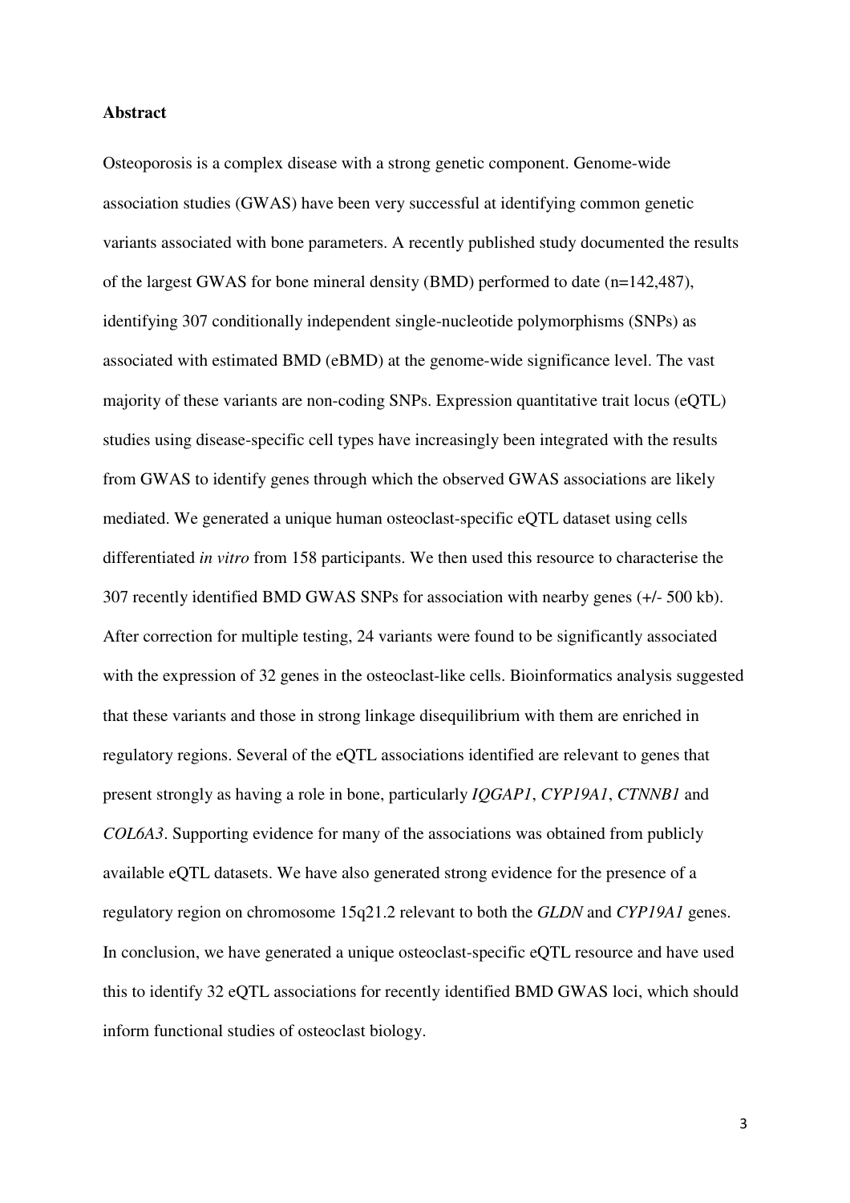## Abstract

Osteoporosis is a complex disease with a strong genetic component. Genome-wide association studies (GWAS) have been very successful at identifying common genetic variants associated with bone parameters. A recently published study documented the results of the largest GWAS for bone mineral density (BMD) performed to date (n=142,487), identifying 307 conditionally independent single-nucleotide polymorphisms (SNPs) as associated with estimated BMD (eBMD) at the genome-wide significance level. The vast majority of these variants are non-coding SNPs. Expression quantitative trait locus (eQTL) studies using disease-specific cell types have increasingly been integrated with the results from GWAS to identify genes through which the observed GWAS associations are likely mediated. We generated a unique human osteoclast-specific eQTL dataset using cells differentiated *in vitro* from 158 participants. We then used this resource to characterise the 307 recently identified BMD GWAS SNPs for association with nearby genes (+/- 500 kb). After correction for multiple testing, 24 variants were found to be significantly associated with the expression of 32 genes in the osteoclast-like cells. Bioinformatics analysis suggested that these variants and those in strong linkage disequilibrium with them are enriched in regulatory regions. Several of the eQTL associations identified are relevant to genes that present strongly as having a role in bone, particularly *IQGAP1*, *CYP19A1*, *CTNNB1* and *COL6A3*. Supporting evidence for many of the associations was obtained from publicly available eQTL datasets. We have also generated strong evidence for the presence of a regulatory region on chromosome 15q21.2 relevant to both the *GLDN* and *CYP19A1* genes. In conclusion, we have generated a unique osteoclast-specific eQTL resource and have used this to identify 32 eQTL associations for recently identified BMD GWAS loci, which should inform functional studies of osteoclast biology.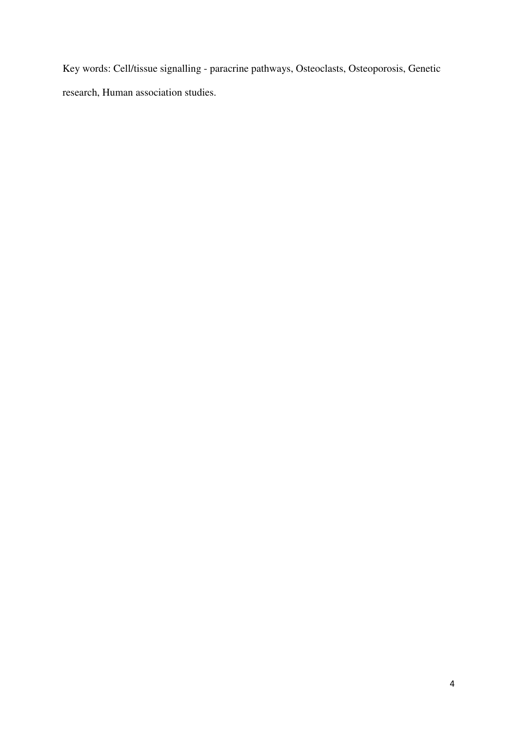Key words: Cell/tissue signalling - paracrine pathways, Osteoclasts, Osteoporosis, Genetic research, Human association studies.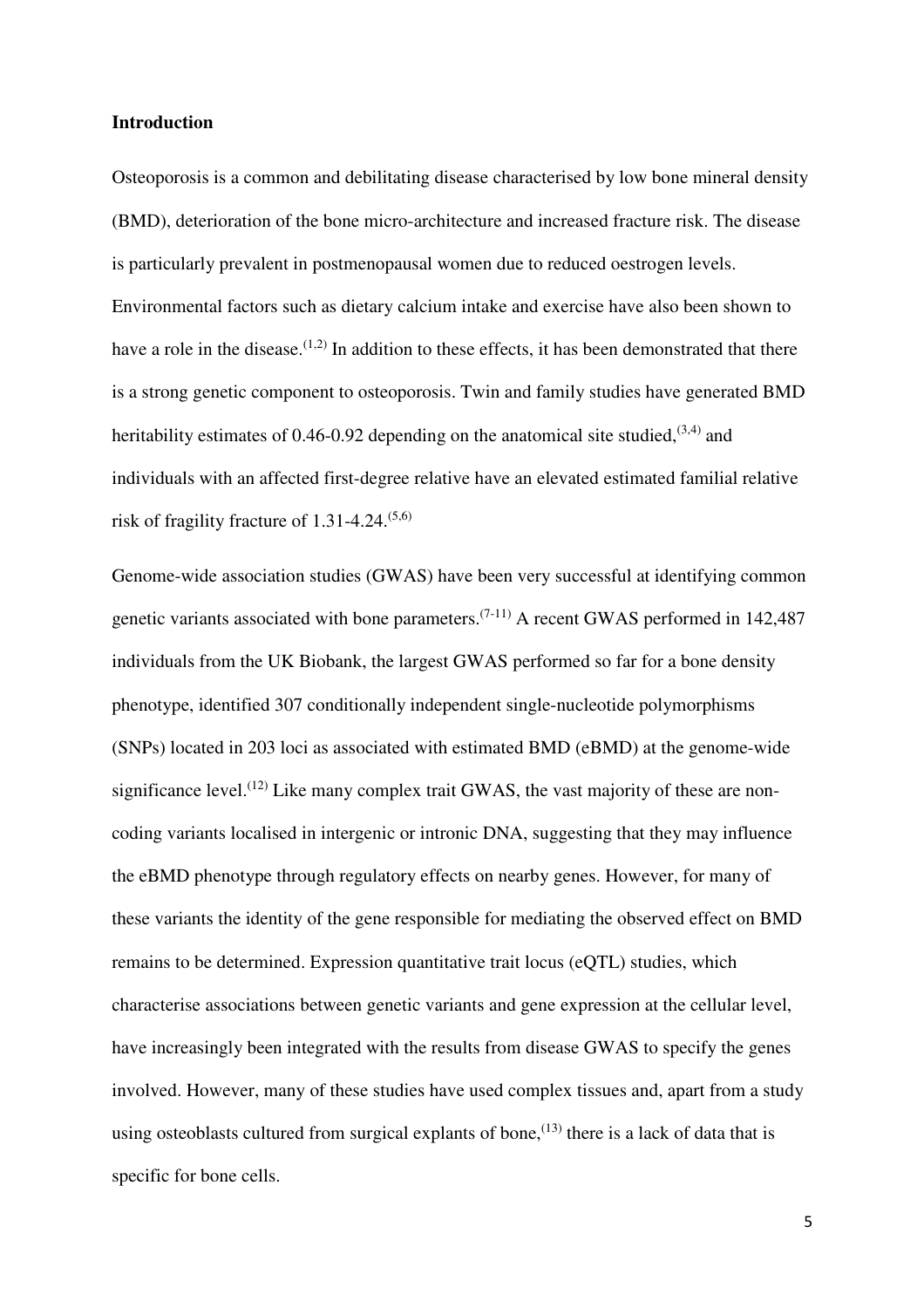## Introduction

Osteoporosis is a common and debilitating disease characterised by low bone mineral density (BMD), deterioration of the bone micro-architecture and increased fracture risk. The disease is particularly prevalent in postmenopausal women due to reduced oestrogen levels. Environmental factors such as dietary calcium intake and exercise have also been shown to have a role in the disease.[1,2] In addition to these effects, it has been demonstrated that there is a strong genetic component to osteoporosis. Twin and family studies have generated BMD heritability estimates of 0.46-0.92 depending on the anatomical site studied,[3,4] and individuals with an affected first-degree relative have an elevated estimated familial relative risk of fragility fracture of 1.31-4.24.[5,6]

Genome-wide association studies (GWAS) have been very successful at identifying common genetic variants associated with bone parameters.[7-11] A recent GWAS performed in 142,487 individuals from the UK Biobank, the largest GWAS performed so far for a bone density phenotype, identified 307 conditionally independent single-nucleotide polymorphisms (SNPs) located in 203 loci as associated with estimated BMD (eBMD) at the genome-wide significance level.[12] Like many complex trait GWAS, the vast majority of these are non-coding variants localised in intergenic or intronic DNA, suggesting that they may influence the eBMD phenotype through regulatory effects on nearby genes. However, for many of these variants the identity of the gene responsible for mediating the observed effect on BMD remains to be determined. Expression quantitative trait locus (eQTL) studies, which characterise associations between genetic variants and gene expression at the cellular level, have increasingly been integrated with the results from disease GWAS to specify the genes involved. However, many of these studies have used complex tissues and, apart from a study using osteoblasts cultured from surgical explants of bone,[13] there is a lack of data that is specific for bone cells.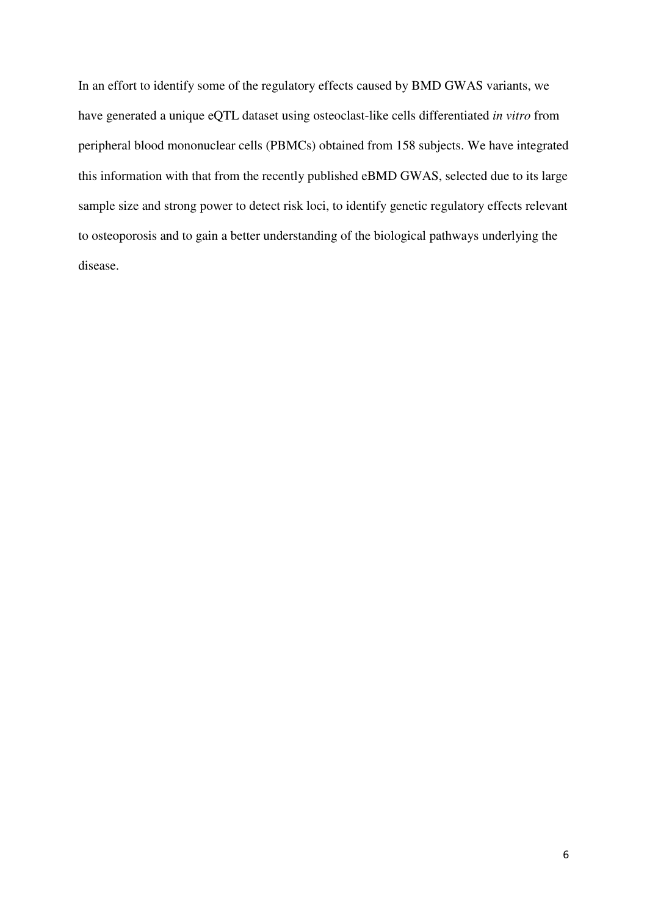In an effort to identify some of the regulatory effects caused by BMD GWAS variants, we have generated a unique eQTL dataset using osteoclast-like cells differentiated *in vitro* from peripheral blood mononuclear cells (PBMCs) obtained from 158 subjects. We have integrated this information with that from the recently published eBMD GWAS, selected due to its large sample size and strong power to detect risk loci, to identify genetic regulatory effects relevant to osteoporosis and to gain a better understanding of the biological pathways underlying the disease.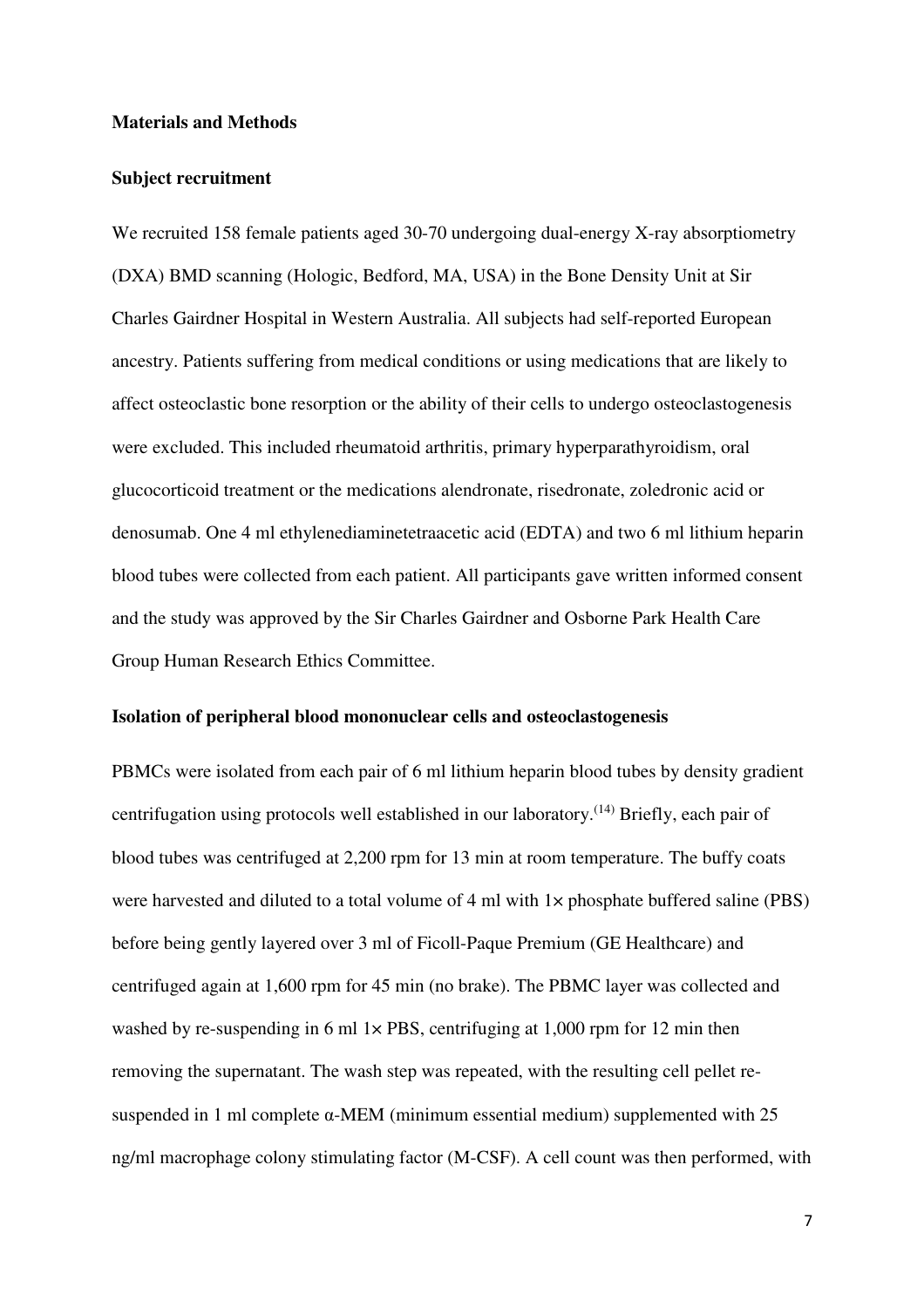## Materials and Methods

### Subject recruitment

We recruited 158 female patients aged 30-70 undergoing dual-energy X-ray absorptiometry (DXA) BMD scanning (Hologic, Bedford, MA, USA) in the Bone Density Unit at Sir Charles Gairdner Hospital in Western Australia. All subjects had self-reported European ancestry. Patients suffering from medical conditions or using medications that are likely to affect osteoclastic bone resorption or the ability of their cells to undergo osteoclastogenesis were excluded. This included rheumatoid arthritis, primary hyperparathyroidism, oral glucocorticoid treatment or the medications alendronate, risedronate, zoledronic acid or denosumab. One 4 ml ethylenediaminetetraacetic acid (EDTA) and two 6 ml lithium heparin blood tubes were collected from each patient. All participants gave written informed consent and the study was approved by the Sir Charles Gairdner and Osborne Park Health Care Group Human Research Ethics Committee.

### Isolation of peripheral blood mononuclear cells and osteoclastogenesis

PBMCs were isolated from each pair of 6 ml lithium heparin blood tubes by density gradient centrifugation using protocols well established in our laboratory.[14] Briefly, each pair of blood tubes was centrifuged at 2,200 rpm for 13 min at room temperature. The buffy coats were harvested and diluted to a total volume of 4 ml with 1× phosphate buffered saline (PBS) before being gently layered over 3 ml of Ficoll-Paque Premium (GE Healthcare) and centrifuged again at 1,600 rpm for 45 min (no brake). The PBMC layer was collected and washed by re-suspending in 6 ml 1× PBS, centrifuging at 1,000 rpm for 12 min then removing the supernatant. The wash step was repeated, with the resulting cell pellet re-suspended in 1 ml complete α-MEM (minimum essential medium) supplemented with 25 ng/ml macrophage colony stimulating factor (M-CSF). A cell count was then performed, with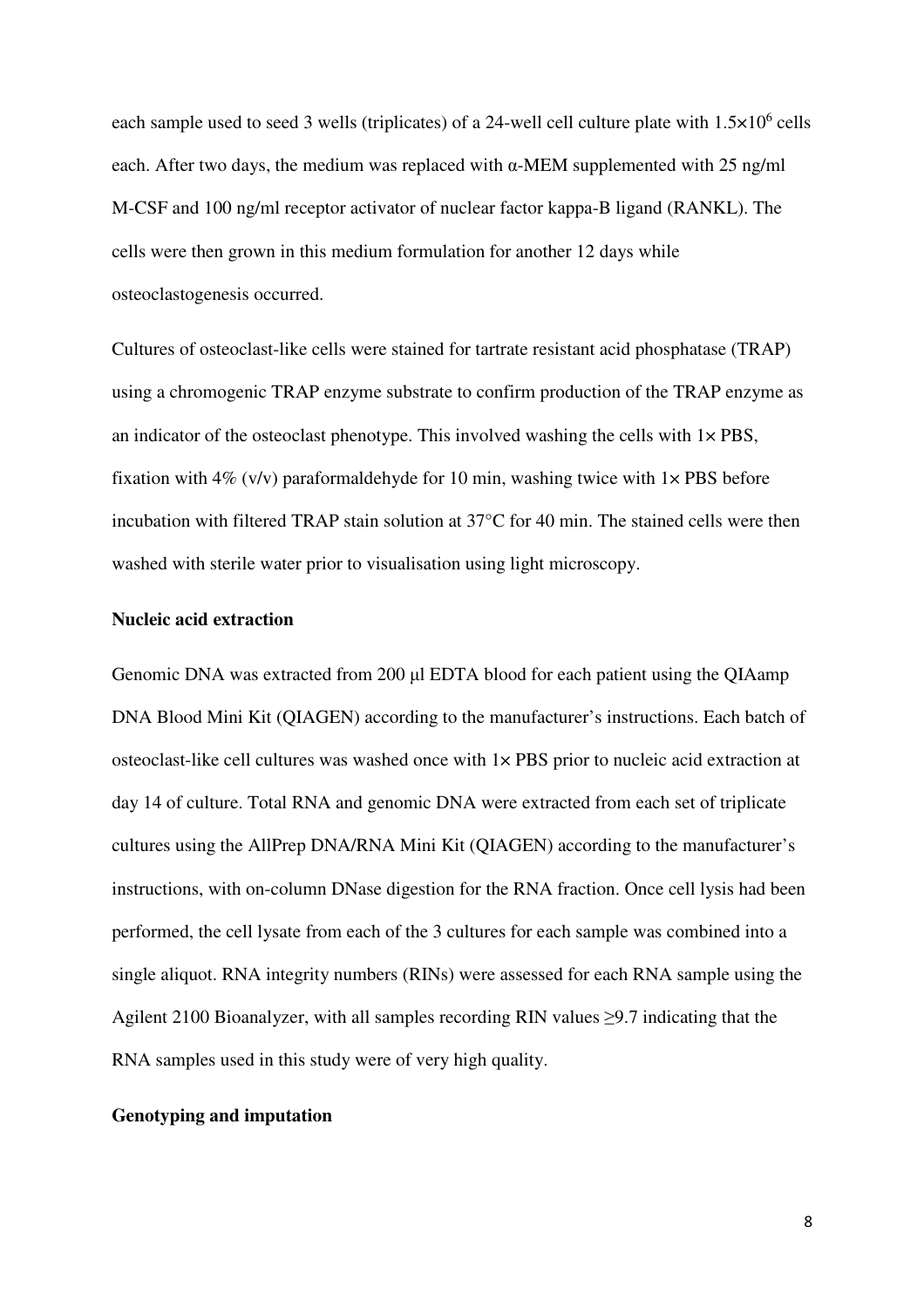each sample used to seed 3 wells (triplicates) of a 24-well cell culture plate with $1.5 \times 10^6$ cells each. After two days, the medium was replaced with α-MEM supplemented with 25 ng/ml M-CSF and 100 ng/ml receptor activator of nuclear factor kappa-B ligand (RANKL). The cells were then grown in this medium formulation for another 12 days while osteoclastogenesis occurred.

Cultures of osteoclast-like cells were stained for tartrate resistant acid phosphatase (TRAP) using a chromogenic TRAP enzyme substrate to confirm production of the TRAP enzyme as an indicator of the osteoclast phenotype. This involved washing the cells with 1× PBS, fixation with 4% (v/v) paraformaldehyde for 10 min, washing twice with 1× PBS before incubation with filtered TRAP stain solution at 37°C for 40 min. The stained cells were then washed with sterile water prior to visualisation using light microscopy.

**Nucleic acid extraction**

Genomic DNA was extracted from 200 μl EDTA blood for each patient using the QIAamp DNA Blood Mini Kit (QIAGEN) according to the manufacturer's instructions. Each batch of osteoclast-like cell cultures was washed once with 1× PBS prior to nucleic acid extraction at day 14 of culture. Total RNA and genomic DNA were extracted from each set of triplicate cultures using the AllPrep DNA/RNA Mini Kit (QIAGEN) according to the manufacturer's instructions, with on-column DNase digestion for the RNA fraction. Once cell lysis had been performed, the cell lysate from each of the 3 cultures for each sample was combined into a single aliquot. RNA integrity numbers (RINs) were assessed for each RNA sample using the Agilent 2100 Bioanalyzer, with all samples recording RIN values ≥9.7 indicating that the RNA samples used in this study were of very high quality.

**Genotyping and imputation**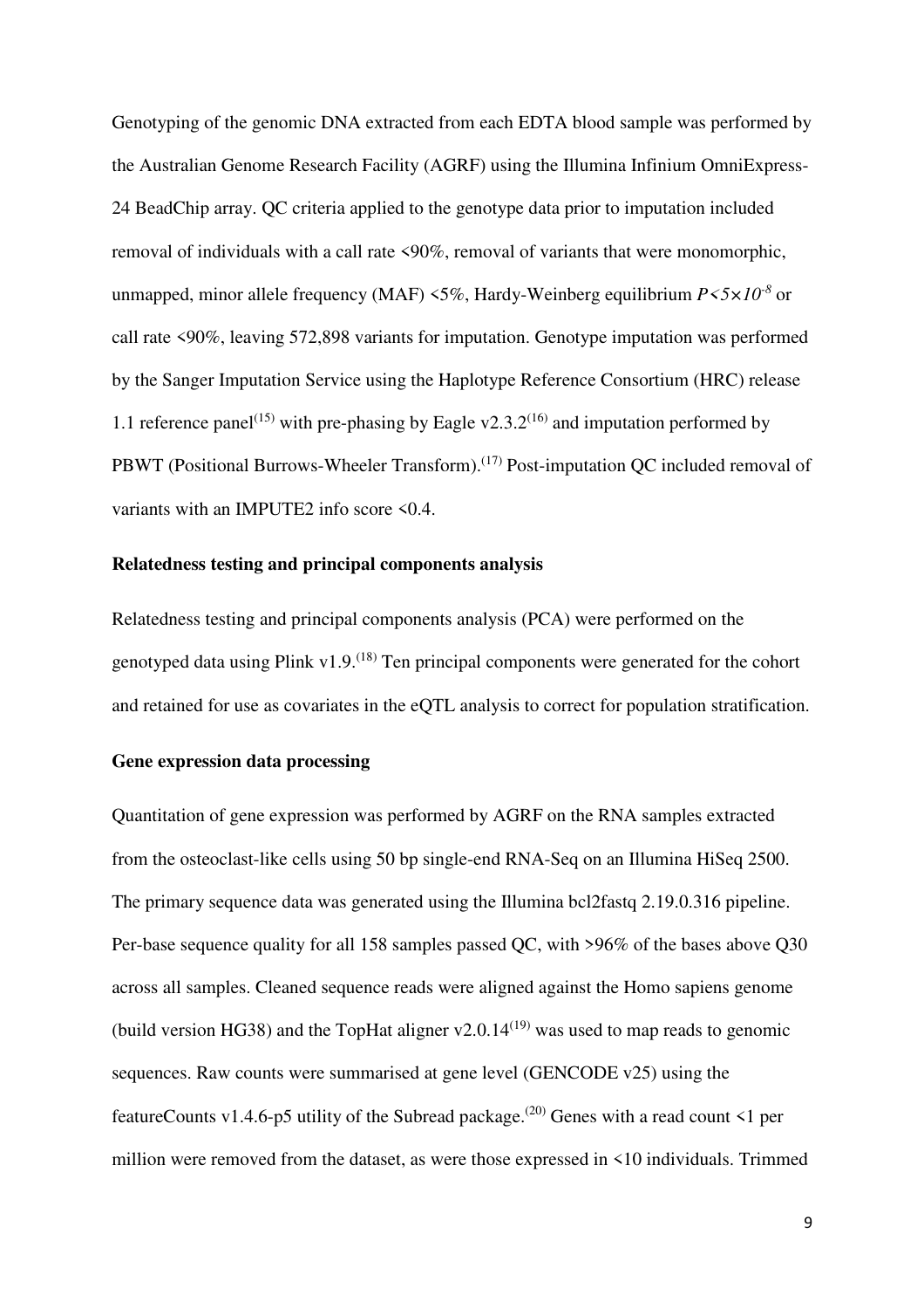Genotyping of the genomic DNA extracted from each EDTA blood sample was performed by the Australian Genome Research Facility (AGRF) using the Illumina Infinium OmniExpress-24 BeadChip array. QC criteria applied to the genotype data prior to imputation included removal of individuals with a call rate <90%, removal of variants that were monomorphic, unmapped, minor allele frequency (MAF) <5%, Hardy-Weinberg equilibrium $P<5\times10^{-8}$ or call rate <90%, leaving 572,898 variants for imputation. Genotype imputation was performed by the Sanger Imputation Service using the Haplotype Reference Consortium (HRC) release 1.1 reference panel[(15)] with pre-phasing by Eagle v2.3.2[(16)] and imputation performed by PBWT (Positional Burrows-Wheeler Transform).[(17)] Post-imputation QC included removal of variants with an IMPUTE2 info score <0.4.

**Relatedness testing and principal components analysis**

Relatedness testing and principal components analysis (PCA) were performed on the genotyped data using Plink v1.9.[(18)] Ten principal components were generated for the cohort and retained for use as covariates in the eQTL analysis to correct for population stratification.

**Gene expression data processing**

Quantitation of gene expression was performed by AGRF on the RNA samples extracted from the osteoclast-like cells using 50 bp single-end RNA-Seq on an Illumina HiSeq 2500. The primary sequence data was generated using the Illumina bcl2fastq 2.19.0.316 pipeline. Per-base sequence quality for all 158 samples passed QC, with >96% of the bases above Q30 across all samples. Cleaned sequence reads were aligned against the Homo sapiens genome (build version HG38) and the TopHat aligner v2.0.14[(19)] was used to map reads to genomic sequences. Raw counts were summarised at gene level (GENCODE v25) using the featureCounts v1.4.6-p5 utility of the Subread package.[(20)] Genes with a read count <1 per million were removed from the dataset, as were those expressed in <10 individuals. Trimmed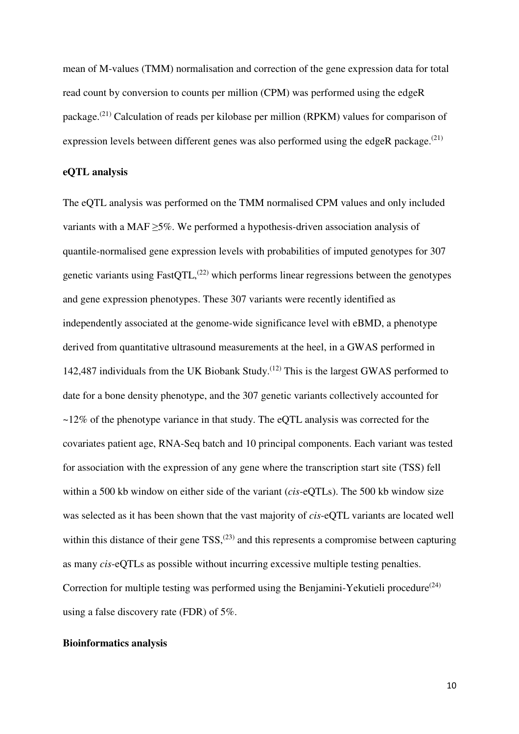mean of M-values (TMM) normalisation and correction of the gene expression data for total read count by conversion to counts per million (CPM) was performed using the edgeR package.[21] Calculation of reads per kilobase per million (RPKM) values for comparison of expression levels between different genes was also performed using the edgeR package.[21]

**eQTL analysis**

The eQTL analysis was performed on the TMM normalised CPM values and only included variants with a MAF ≥5%. We performed a hypothesis-driven association analysis of quantile-normalised gene expression levels with probabilities of imputed genotypes for 307 genetic variants using FastQTL,[22] which performs linear regressions between the genotypes and gene expression phenotypes. These 307 variants were recently identified as independently associated at the genome-wide significance level with eBMD, a phenotype derived from quantitative ultrasound measurements at the heel, in a GWAS performed in 142,487 individuals from the UK Biobank Study.[12] This is the largest GWAS performed to date for a bone density phenotype, and the 307 genetic variants collectively accounted for ~12% of the phenotype variance in that study. The eQTL analysis was corrected for the covariates patient age, RNA-Seq batch and 10 principal components. Each variant was tested for association with the expression of any gene where the transcription start site (TSS) fell within a 500 kb window on either side of the variant (*cis*-eQTLs). The 500 kb window size was selected as it has been shown that the vast majority of *cis*-eQTL variants are located well within this distance of their gene TSS,[23] and this represents a compromise between capturing as many *cis*-eQTLs as possible without incurring excessive multiple testing penalties. Correction for multiple testing was performed using the Benjamini-Yekutieli procedure[24] using a false discovery rate (FDR) of 5%.

**Bioinformatics analysis**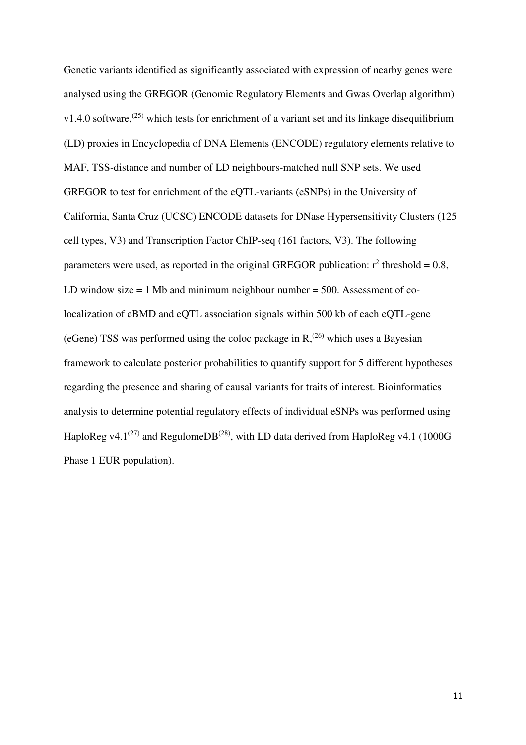Genetic variants identified as significantly associated with expression of nearby genes were analysed using the GREGOR (Genomic Regulatory Elements and Gwas Overlap algorithm) v1.4.0 software,[25] which tests for enrichment of a variant set and its linkage disequilibrium (LD) proxies in Encyclopedia of DNA Elements (ENCODE) regulatory elements relative to MAF, TSS-distance and number of LD neighbours-matched null SNP sets. We used GREGOR to test for enrichment of the eQTL-variants (eSNPs) in the University of California, Santa Cruz (UCSC) ENCODE datasets for DNase Hypersensitivity Clusters (125 cell types, V3) and Transcription Factor ChIP-seq (161 factors, V3). The following parameters were used, as reported in the original GREGOR publication: $r^2$ threshold = 0.8, LD window size = 1 Mb and minimum neighbour number = 500. Assessment of co-localization of eBMD and eQTL association signals within 500 kb of each eQTL-gene (eGene) TSS was performed using the coloc package in R,[26] which uses a Bayesian framework to calculate posterior probabilities to quantify support for 5 different hypotheses regarding the presence and sharing of causal variants for traits of interest. Bioinformatics analysis to determine potential regulatory effects of individual eSNPs was performed using HaploReg v4.1[27] and RegulomeDB[28], with LD data derived from HaploReg v4.1 (1000G Phase 1 EUR population).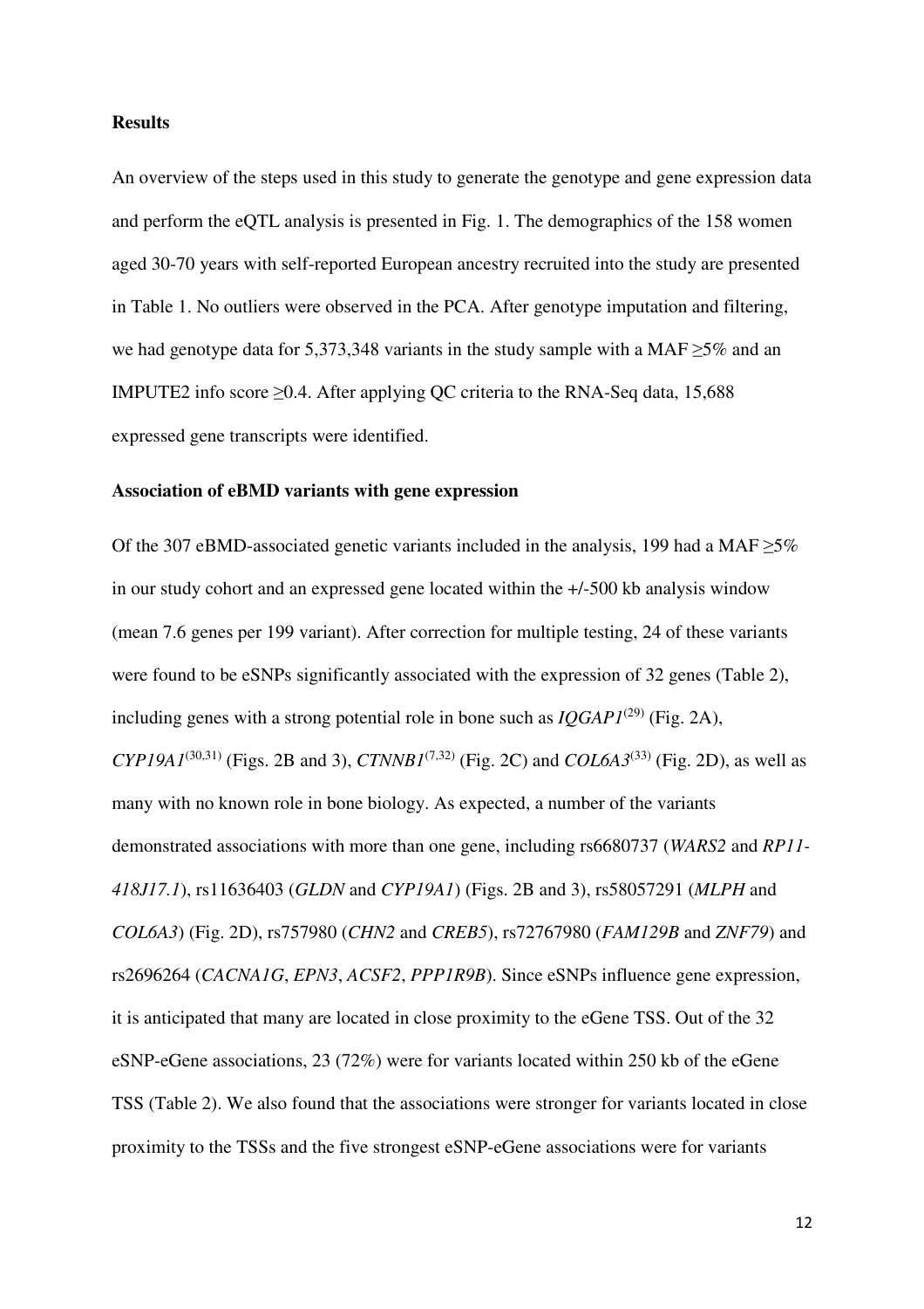**Results**

An overview of the steps used in this study to generate the genotype and gene expression data and perform the eQTL analysis is presented in Fig. 1. The demographics of the 158 women aged 30-70 years with self-reported European ancestry recruited into the study are presented in Table 1. No outliers were observed in the PCA. After genotype imputation and filtering, we had genotype data for 5,373,348 variants in the study sample with a MAF ≥5% and an IMPUTE2 info score ≥0.4. After applying QC criteria to the RNA-Seq data, 15,688 expressed gene transcripts were identified.

**Association of eBMD variants with gene expression**

Of the 307 eBMD-associated genetic variants included in the analysis, 199 had a MAF ≥5% in our study cohort and an expressed gene located within the +/-500 kb analysis window (mean 7.6 genes per 199 variant). After correction for multiple testing, 24 of these variants were found to be eSNPs significantly associated with the expression of 32 genes (Table 2), including genes with a strong potential role in bone such as *IQGAP1*[(29)] (Fig. 2A), *CYP19A1*[(30,31)] (Figs. 2B and 3), *CTNNB1*[(7,32)] (Fig. 2C) and *COL6A3*[(33)] (Fig. 2D), as well as many with no known role in bone biology. As expected, a number of the variants demonstrated associations with more than one gene, including rs6680737 (*WARS2* and *RP11-418J17.1*), rs11636403 (*GLDN* and *CYP19A1*) (Figs. 2B and 3), rs58057291 (*MLPH* and *COL6A3*) (Fig. 2D), rs757980 (*CHN2* and *CREB5*), rs72767980 (*FAM129B* and *ZNF79*) and rs2696264 (*CACNA1G*, *EPN3*, *ACSF2*, *PPP1R9B*). Since eSNPs influence gene expression, it is anticipated that many are located in close proximity to the eGene TSS. Out of the 32 eSNP-eGene associations, 23 (72%) were for variants located within 250 kb of the eGene TSS (Table 2). We also found that the associations were stronger for variants located in close proximity to the TSSs and the five strongest eSNP-eGene associations were for variants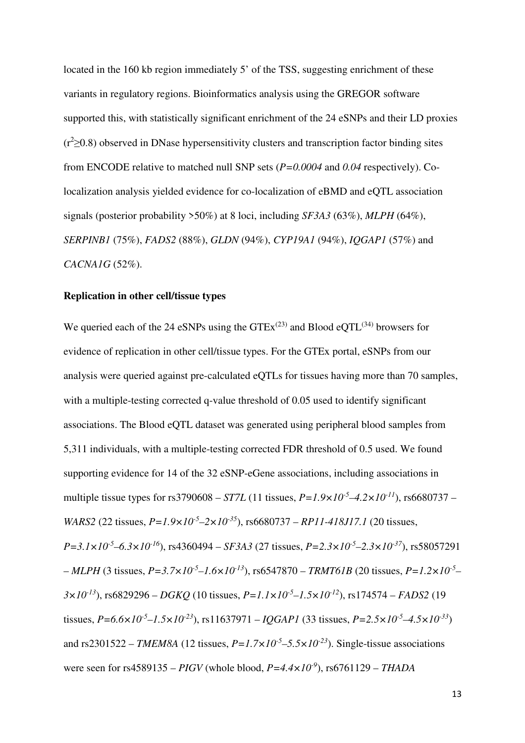located in the 160 kb region immediately 5' of the TSS, suggesting enrichment of these variants in regulatory regions. Bioinformatics analysis using the GREGOR software supported this, with statistically significant enrichment of the 24 eSNPs and their LD proxies ($r^2 \geq 0.8$) observed in DNase hypersensitivity clusters and transcription factor binding sites from ENCODE relative to matched null SNP sets (*P=0.0004* and *0.04* respectively). Co-localization analysis yielded evidence for co-localization of eBMD and eQTL association signals (posterior probability >50%) at 8 loci, including *SF3A3* (63%), *MLPH* (64%), *SERPINB1* (75%), *FADS2* (88%), *GLDN* (94%), *CYP19A1* (94%), *IQGAP1* (57%) and *CACNA1G* (52%).

**Replication in other cell/tissue types**

We queried each of the 24 eSNPs using the GTEx[(23)] and Blood eQTL[(34)] browsers for evidence of replication in other cell/tissue types. For the GTEx portal, eSNPs from our analysis were queried against pre-calculated eQTLs for tissues having more than 70 samples, with a multiple-testing corrected q-value threshold of 0.05 used to identify significant associations. The Blood eQTL dataset was generated using peripheral blood samples from 5,311 individuals, with a multiple-testing corrected FDR threshold of 0.5 used. We found supporting evidence for 14 of the 32 eSNP-eGene associations, including associations in multiple tissue types for rs3790608 – *ST7L* (11 tissues, $P=1.9\times10^{-5}$–$4.2\times10^{-11}$), rs6680737 – *WARS2* (22 tissues, $P=1.9\times10^{-5}$–$2\times10^{-35}$), rs6680737 – *RP11-418J17.1* (20 tissues, $P=3.1\times10^{-5}$–$6.3\times10^{-16}$), rs4360494 – *SF3A3* (27 tissues, $P=2.3\times10^{-5}$–$2.3\times10^{-37}$), rs58057291 – *MLPH* (3 tissues, $P=3.7\times10^{-5}$–$1.6\times10^{-13}$), rs6547870 – *TRMT61B* (20 tissues, $P=1.2\times10^{-5}$–$3\times10^{-13}$), rs6829296 – *DGKQ* (10 tissues, $P=1.1\times10^{-5}$–$1.5\times10^{-12}$), rs174574 – *FADS2* (19 tissues, $P=6.6\times10^{-5}$–$1.5\times10^{-23}$), rs11637971 – *IQGAP1* (33 tissues, $P=2.5\times10^{-5}$–$4.5\times10^{-33}$) and rs2301522 – *TMEM8A* (12 tissues, $P=1.7\times10^{-5}$–$5.5\times10^{-23}$). Single-tissue associations were seen for rs4589135 – *PIGV* (whole blood, $P=4.4\times10^{-9}$), rs6761129 – *THADA*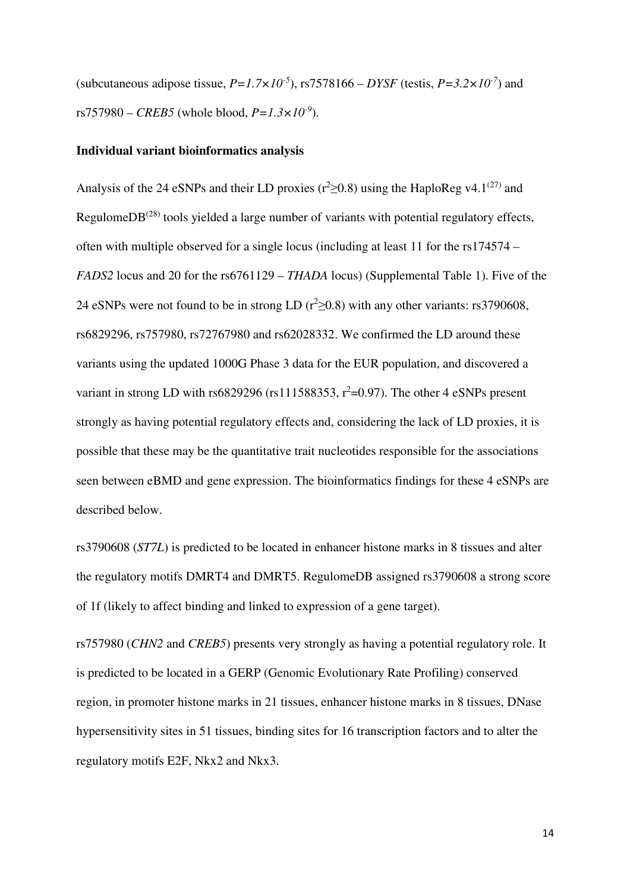(subcutaneous adipose tissue, $P=1.7\times10^{-5}$), rs7578166 – *DYSF* (testis, $P=3.2\times10^{-7}$) and rs757980 – *CREB5* (whole blood, $P=1.3\times10^{-9}$).

**Individual variant bioinformatics analysis**

Analysis of the 24 eSNPs and their LD proxies ($r^2\geq0.8$) using the HaploReg v4.1[27] and RegulomeDB[28] tools yielded a large number of variants with potential regulatory effects, often with multiple observed for a single locus (including at least 11 for the rs174574 – *FADS2* locus and 20 for the rs6761129 – *THADA* locus) (Supplemental Table 1). Five of the 24 eSNPs were not found to be in strong LD ($r^2\geq0.8$) with any other variants: rs3790608, rs6829296, rs757980, rs72767980 and rs62028332. We confirmed the LD around these variants using the updated 1000G Phase 3 data for the EUR population, and discovered a variant in strong LD with rs6829296 (rs111588353, $r^2$=0.97). The other 4 eSNPs present strongly as having potential regulatory effects and, considering the lack of LD proxies, it is possible that these may be the quantitative trait nucleotides responsible for the associations seen between eBMD and gene expression. The bioinformatics findings for these 4 eSNPs are described below.

rs3790608 (*ST7L*) is predicted to be located in enhancer histone marks in 8 tissues and alter the regulatory motifs DMRT4 and DMRT5. RegulomeDB assigned rs3790608 a strong score of 1f (likely to affect binding and linked to expression of a gene target).

rs757980 (*CHN2* and *CREB5*) presents very strongly as having a potential regulatory role. It is predicted to be located in a GERP (Genomic Evolutionary Rate Profiling) conserved region, in promoter histone marks in 21 tissues, enhancer histone marks in 8 tissues, DNase hypersensitivity sites in 51 tissues, binding sites for 16 transcription factors and to alter the regulatory motifs E2F, Nkx2 and Nkx3.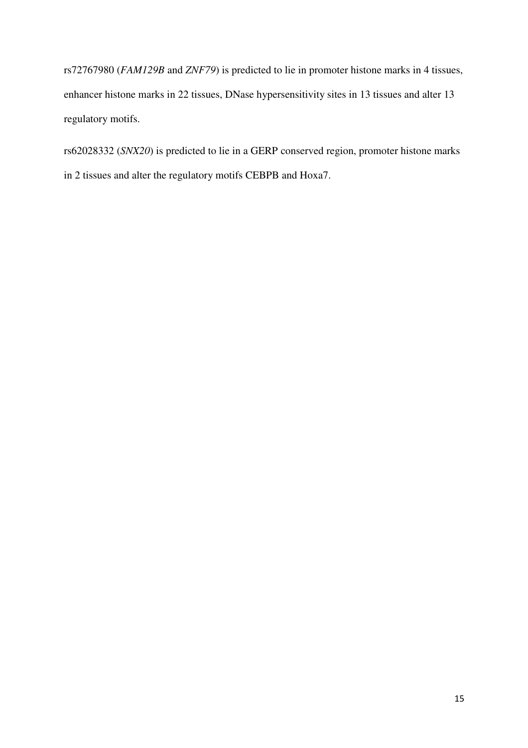rs72767980 (*FAM129B* and *ZNF79*) is predicted to lie in promoter histone marks in 4 tissues, enhancer histone marks in 22 tissues, DNase hypersensitivity sites in 13 tissues and alter 13 regulatory motifs.

rs62028332 (*SNX20*) is predicted to lie in a GERP conserved region, promoter histone marks in 2 tissues and alter the regulatory motifs CEBPB and Hoxa7.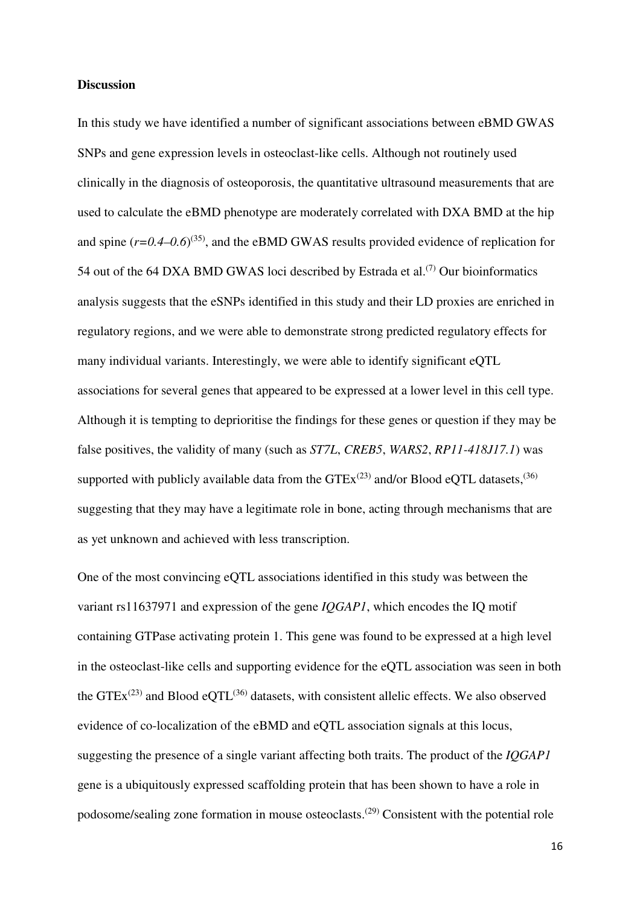**Discussion**

In this study we have identified a number of significant associations between eBMD GWAS SNPs and gene expression levels in osteoclast-like cells. Although not routinely used clinically in the diagnosis of osteoporosis, the quantitative ultrasound measurements that are used to calculate the eBMD phenotype are moderately correlated with DXA BMD at the hip and spine ($r=0.4–0.6$)[35], and the eBMD GWAS results provided evidence of replication for 54 out of the 64 DXA BMD GWAS loci described by Estrada et al.[7] Our bioinformatics analysis suggests that the eSNPs identified in this study and their LD proxies are enriched in regulatory regions, and we were able to demonstrate strong predicted regulatory effects for many individual variants. Interestingly, we were able to identify significant eQTL associations for several genes that appeared to be expressed at a lower level in this cell type. Although it is tempting to deprioritise the findings for these genes or question if they may be false positives, the validity of many (such as *ST7L*, *CREB5*, *WARS2*, *RP11-418J17.1*) was supported with publicly available data from the GTEx[23] and/or Blood eQTL datasets,[36] suggesting that they may have a legitimate role in bone, acting through mechanisms that are as yet unknown and achieved with less transcription.

One of the most convincing eQTL associations identified in this study was between the variant rs11637971 and expression of the gene *IQGAP1*, which encodes the IQ motif containing GTPase activating protein 1. This gene was found to be expressed at a high level in the osteoclast-like cells and supporting evidence for the eQTL association was seen in both the GTEx[23] and Blood eQTL[36] datasets, with consistent allelic effects. We also observed evidence of co-localization of the eBMD and eQTL association signals at this locus, suggesting the presence of a single variant affecting both traits. The product of the *IQGAP1* gene is a ubiquitously expressed scaffolding protein that has been shown to have a role in podosome/sealing zone formation in mouse osteoclasts.[29] Consistent with the potential role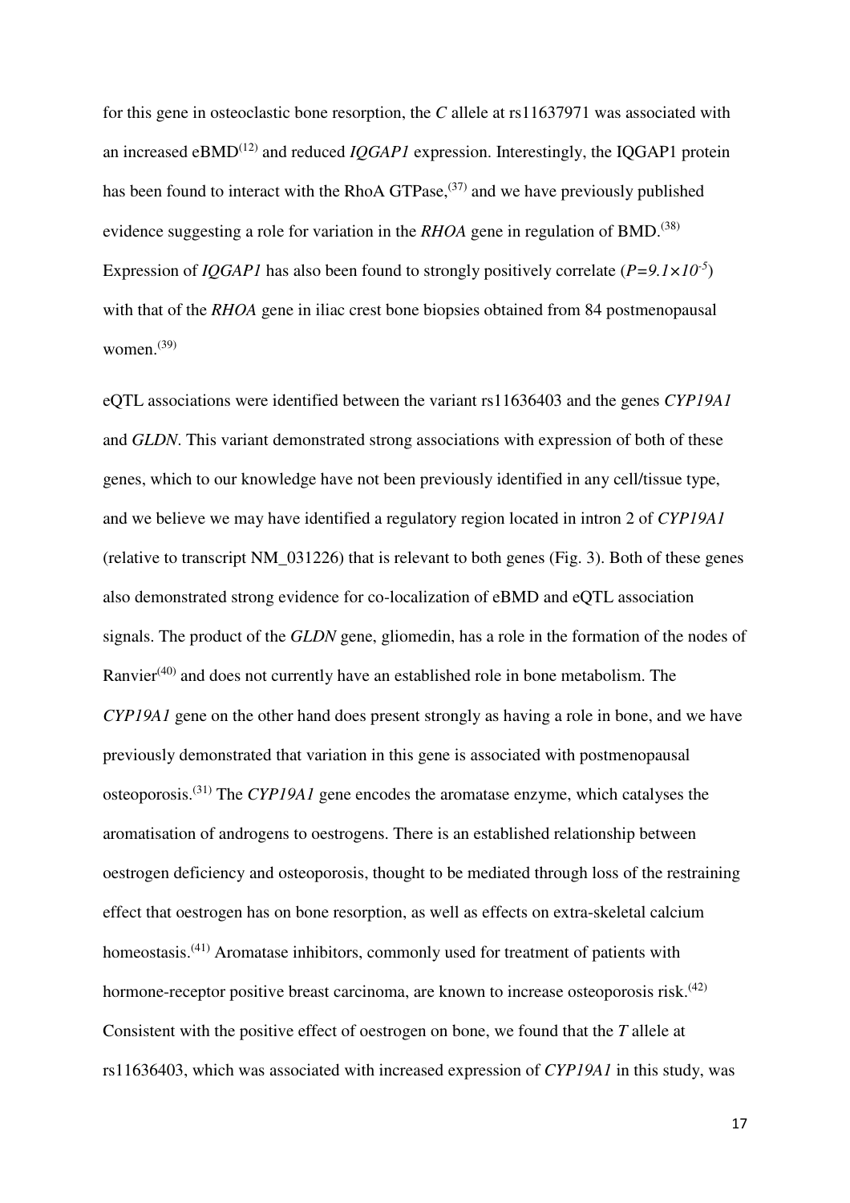for this gene in osteoclastic bone resorption, the *C* allele at rs11637971 was associated with an increased eBMD[12] and reduced *IQGAP1* expression. Interestingly, the IQGAP1 protein has been found to interact with the RhoA GTPase,[37] and we have previously published evidence suggesting a role for variation in the *RHOA* gene in regulation of BMD.[38] Expression of *IQGAP1* has also been found to strongly positively correlate ($P=9.1\times10^{-5}$) with that of the *RHOA* gene in iliac crest bone biopsies obtained from 84 postmenopausal women.[39]

eQTL associations were identified between the variant rs11636403 and the genes *CYP19A1* and *GLDN*. This variant demonstrated strong associations with expression of both of these genes, which to our knowledge have not been previously identified in any cell/tissue type, and we believe we may have identified a regulatory region located in intron 2 of *CYP19A1* (relative to transcript NM_031226) that is relevant to both genes (Fig. 3). Both of these genes also demonstrated strong evidence for co-localization of eBMD and eQTL association signals. The product of the *GLDN* gene, gliomedin, has a role in the formation of the nodes of Ranvier[40] and does not currently have an established role in bone metabolism. The *CYP19A1* gene on the other hand does present strongly as having a role in bone, and we have previously demonstrated that variation in this gene is associated with postmenopausal osteoporosis.[31] The *CYP19A1* gene encodes the aromatase enzyme, which catalyses the aromatisation of androgens to oestrogens. There is an established relationship between oestrogen deficiency and osteoporosis, thought to be mediated through loss of the restraining effect that oestrogen has on bone resorption, as well as effects on extra-skeletal calcium homeostasis.[41] Aromatase inhibitors, commonly used for treatment of patients with hormone-receptor positive breast carcinoma, are known to increase osteoporosis risk.[42] Consistent with the positive effect of oestrogen on bone, we found that the *T* allele at rs11636403, which was associated with increased expression of *CYP19A1* in this study, was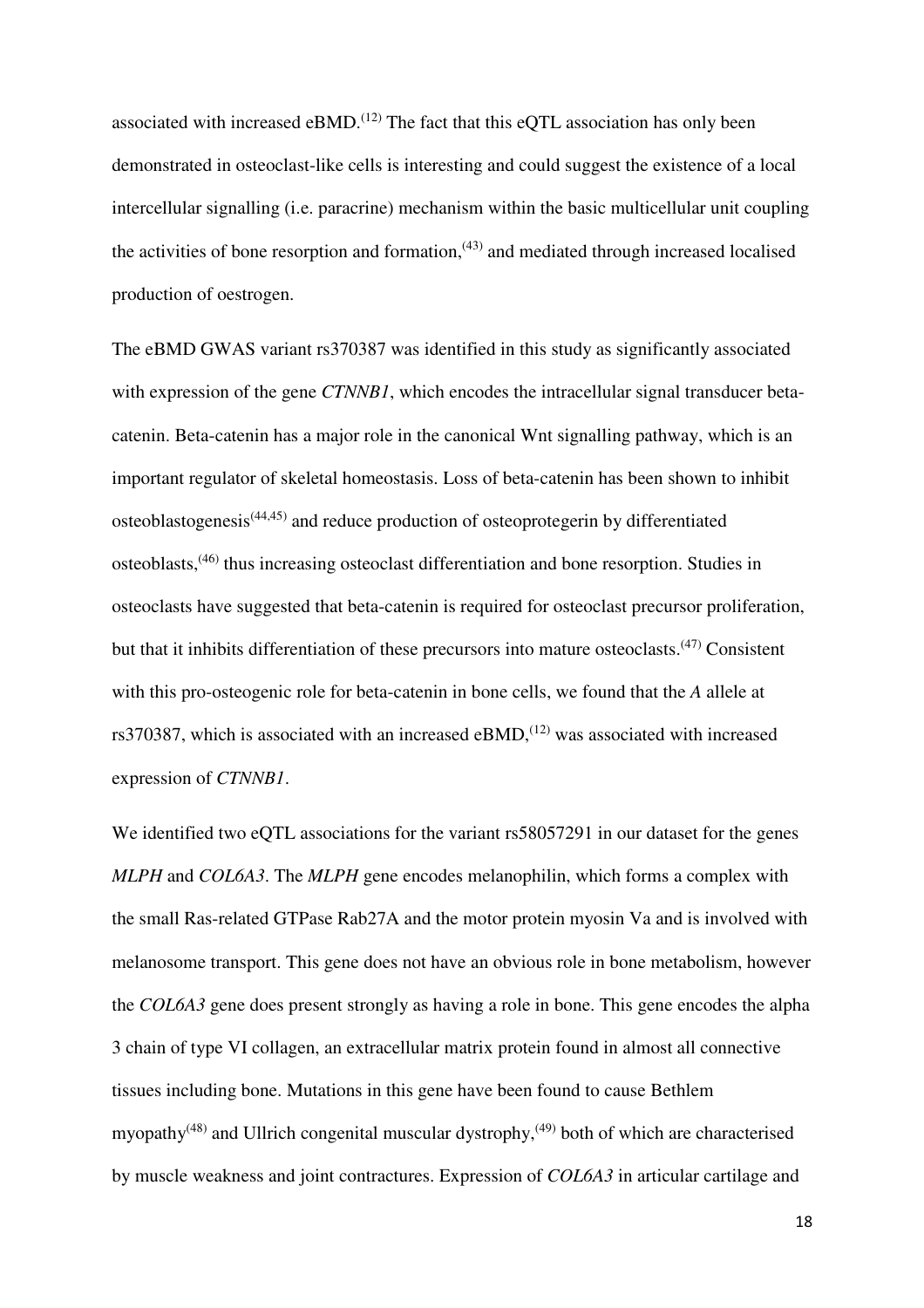associated with increased eBMD.[12] The fact that this eQTL association has only been demonstrated in osteoclast-like cells is interesting and could suggest the existence of a local intercellular signalling (i.e. paracrine) mechanism within the basic multicellular unit coupling the activities of bone resorption and formation,[43] and mediated through increased localised production of oestrogen.

The eBMD GWAS variant rs370387 was identified in this study as significantly associated with expression of the gene *CTNNB1*, which encodes the intracellular signal transducer beta-catenin. Beta-catenin has a major role in the canonical Wnt signalling pathway, which is an important regulator of skeletal homeostasis. Loss of beta-catenin has been shown to inhibit osteoblastogenesis[44,45] and reduce production of osteoprotegerin by differentiated osteoblasts,[46] thus increasing osteoclast differentiation and bone resorption. Studies in osteoclasts have suggested that beta-catenin is required for osteoclast precursor proliferation, but that it inhibits differentiation of these precursors into mature osteoclasts.[47] Consistent with this pro-osteogenic role for beta-catenin in bone cells, we found that the *A* allele at rs370387, which is associated with an increased eBMD,[12] was associated with increased expression of *CTNNB1*.

We identified two eQTL associations for the variant rs58057291 in our dataset for the genes *MLPH* and *COL6A3*. The *MLPH* gene encodes melanophilin, which forms a complex with the small Ras-related GTPase Rab27A and the motor protein myosin Va and is involved with melanosome transport. This gene does not have an obvious role in bone metabolism, however the *COL6A3* gene does present strongly as having a role in bone. This gene encodes the alpha 3 chain of type VI collagen, an extracellular matrix protein found in almost all connective tissues including bone. Mutations in this gene have been found to cause Bethlem myopathy[48] and Ullrich congenital muscular dystrophy,[49] both of which are characterised by muscle weakness and joint contractures. Expression of *COL6A3* in articular cartilage and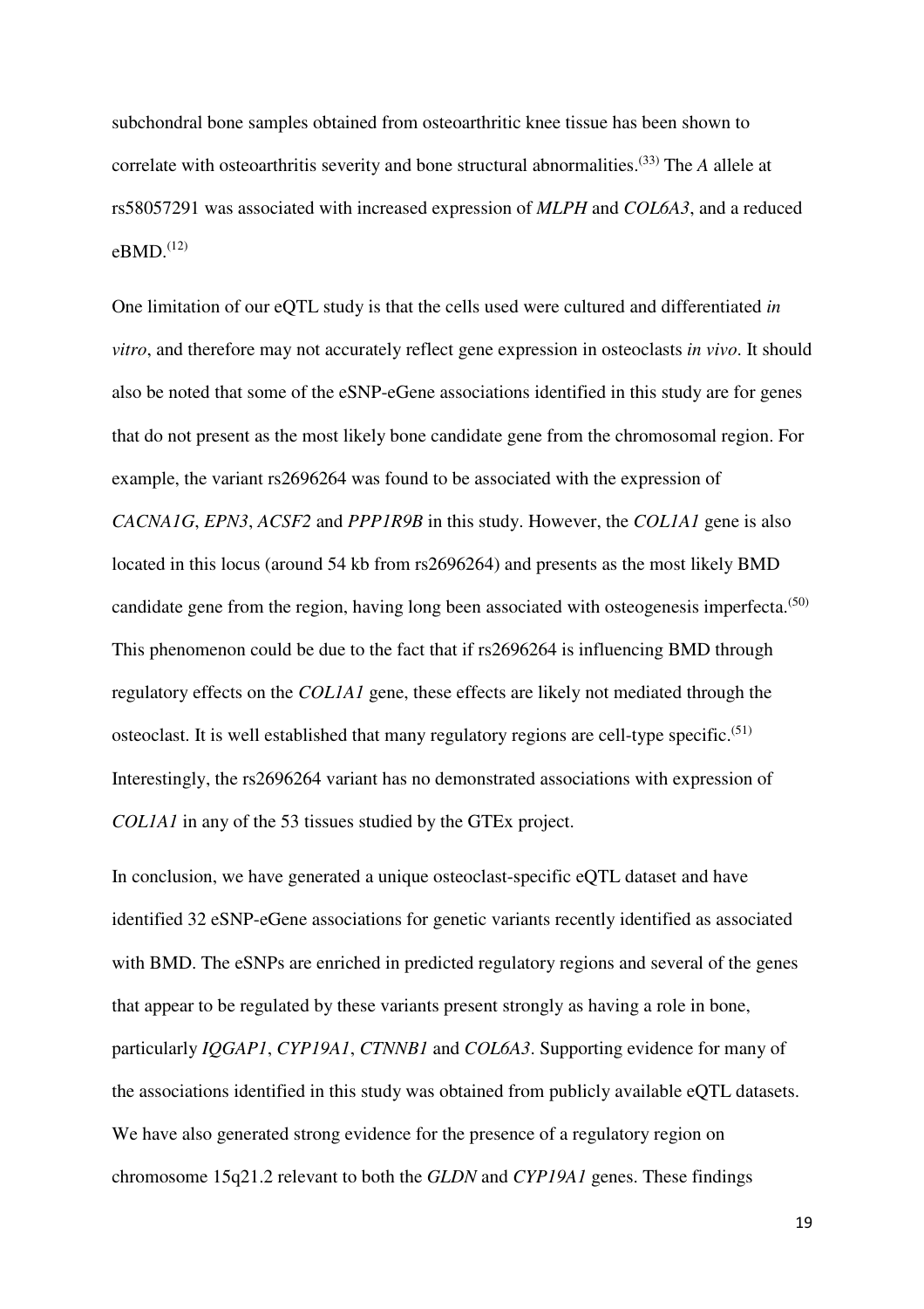subchondral bone samples obtained from osteoarthritic knee tissue has been shown to correlate with osteoarthritis severity and bone structural abnormalities.[33] The *A* allele at rs58057291 was associated with increased expression of *MLPH* and *COL6A3*, and a reduced eBMD.[12]

One limitation of our eQTL study is that the cells used were cultured and differentiated *in vitro*, and therefore may not accurately reflect gene expression in osteoclasts *in vivo*. It should also be noted that some of the eSNP-eGene associations identified in this study are for genes that do not present as the most likely bone candidate gene from the chromosomal region. For example, the variant rs2696264 was found to be associated with the expression of *CACNA1G*, *EPN3*, *ACSF2* and *PPP1R9B* in this study. However, the *COL1A1* gene is also located in this locus (around 54 kb from rs2696264) and presents as the most likely BMD candidate gene from the region, having long been associated with osteogenesis imperfecta.[50] This phenomenon could be due to the fact that if rs2696264 is influencing BMD through regulatory effects on the *COL1A1* gene, these effects are likely not mediated through the osteoclast. It is well established that many regulatory regions are cell-type specific.[51] Interestingly, the rs2696264 variant has no demonstrated associations with expression of *COL1A1* in any of the 53 tissues studied by the GTEx project.

In conclusion, we have generated a unique osteoclast-specific eQTL dataset and have identified 32 eSNP-eGene associations for genetic variants recently identified as associated with BMD. The eSNPs are enriched in predicted regulatory regions and several of the genes that appear to be regulated by these variants present strongly as having a role in bone, particularly *IQGAP1*, *CYP19A1*, *CTNNB1* and *COL6A3*. Supporting evidence for many of the associations identified in this study was obtained from publicly available eQTL datasets. We have also generated strong evidence for the presence of a regulatory region on chromosome 15q21.2 relevant to both the *GLDN* and *CYP19A1* genes. These findings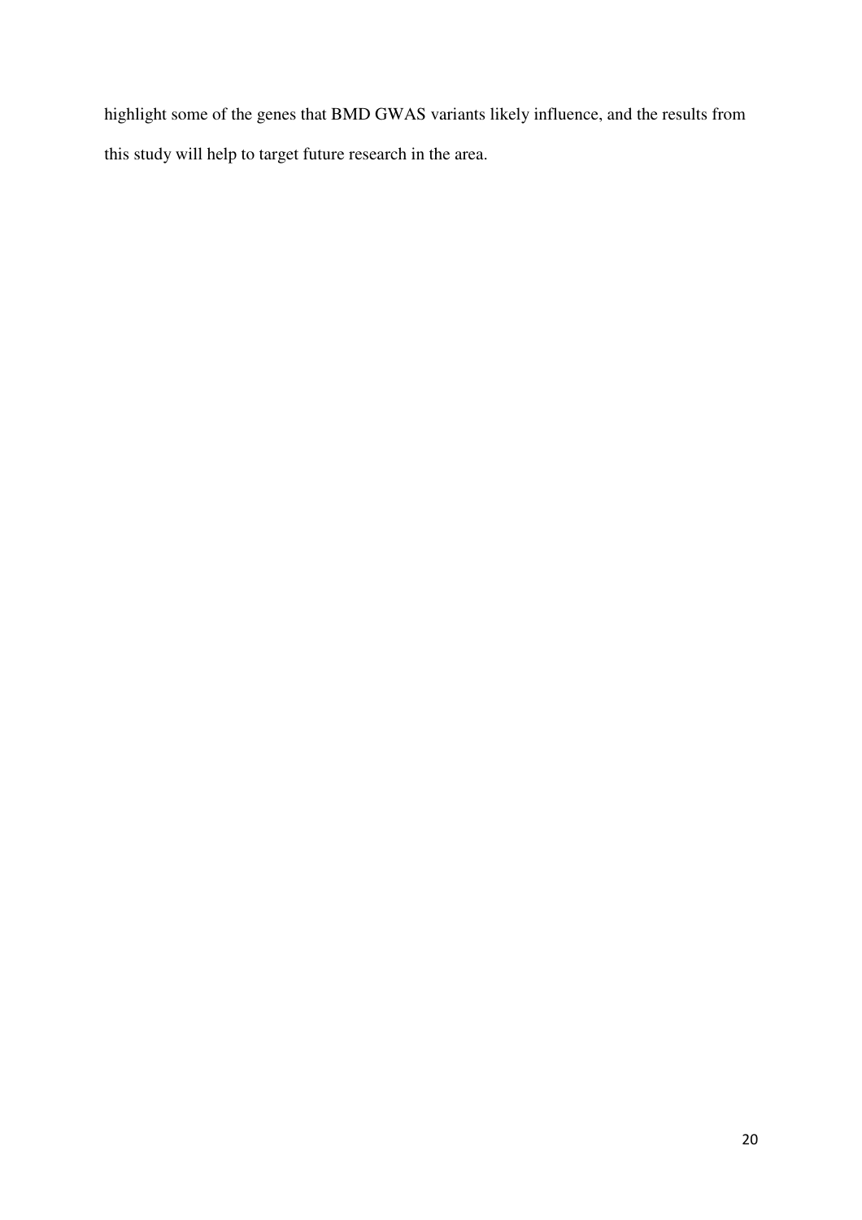highlight some of the genes that BMD GWAS variants likely influence, and the results from this study will help to target future research in the area.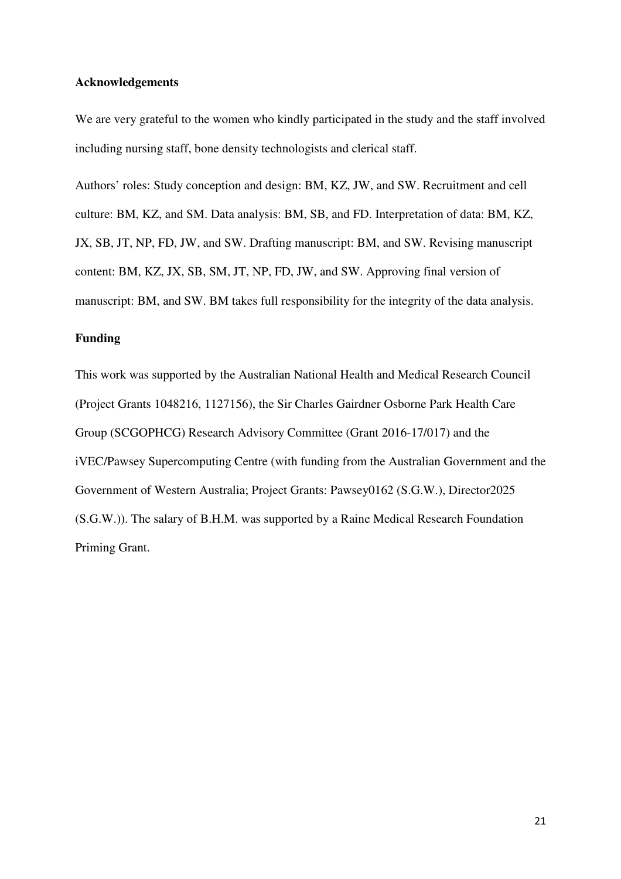**Acknowledgements**

We are very grateful to the women who kindly participated in the study and the staff involved including nursing staff, bone density technologists and clerical staff.

Authors' roles: Study conception and design: BM, KZ, JW, and SW. Recruitment and cell culture: BM, KZ, and SM. Data analysis: BM, SB, and FD. Interpretation of data: BM, KZ, JX, SB, JT, NP, FD, JW, and SW. Drafting manuscript: BM, and SW. Revising manuscript content: BM, KZ, JX, SB, SM, JT, NP, FD, JW, and SW. Approving final version of manuscript: BM, and SW. BM takes full responsibility for the integrity of the data analysis.

**Funding**

This work was supported by the Australian National Health and Medical Research Council (Project Grants 1048216, 1127156), the Sir Charles Gairdner Osborne Park Health Care Group (SCGOPHCG) Research Advisory Committee (Grant 2016-17/017) and the iVEC/Pawsey Supercomputing Centre (with funding from the Australian Government and the Government of Western Australia; Project Grants: Pawsey0162 (S.G.W.), Director2025 (S.G.W.)). The salary of B.H.M. was supported by a Raine Medical Research Foundation Priming Grant.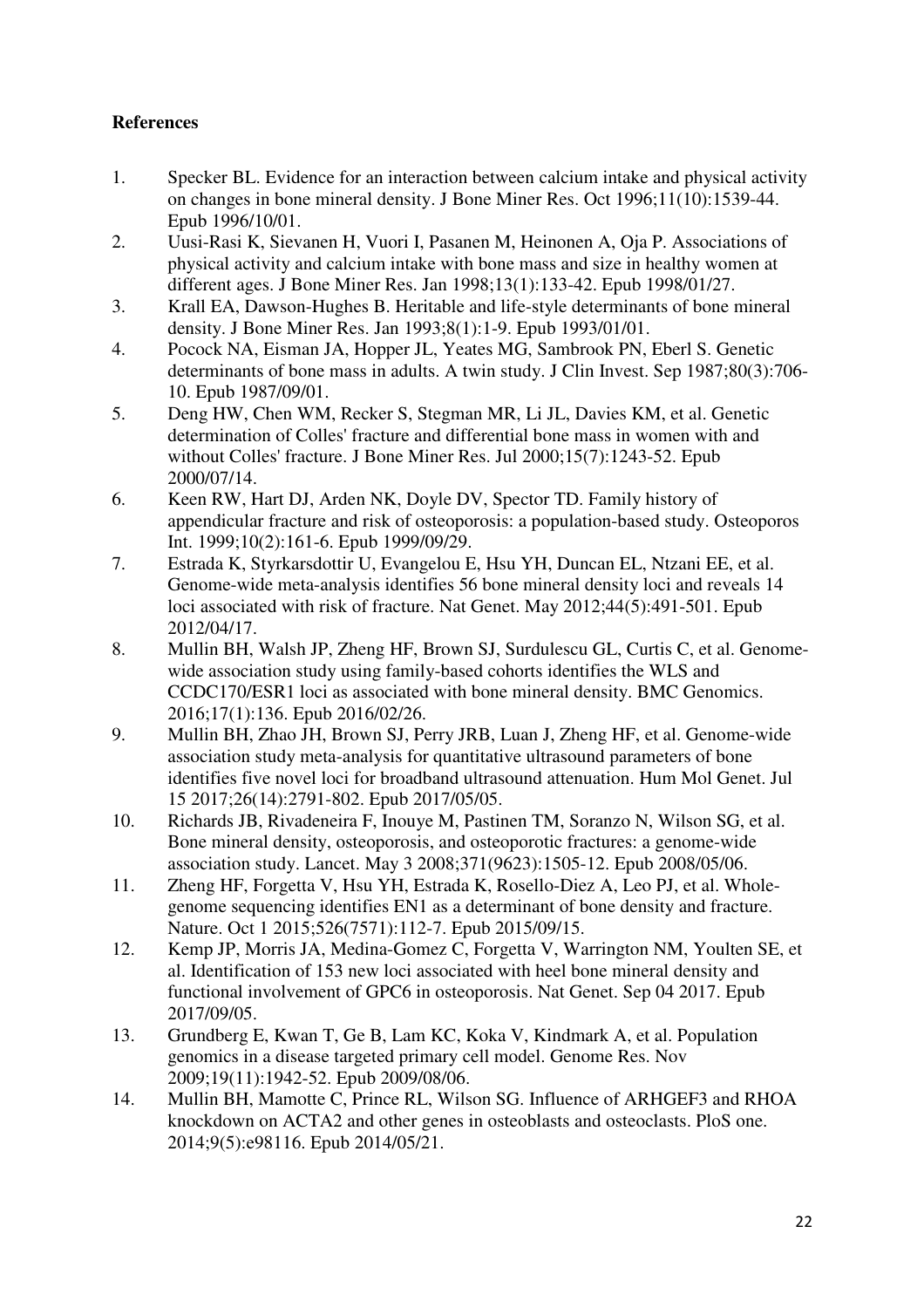**References**

1. Specker BL. Evidence for an interaction between calcium intake and physical activity on changes in bone mineral density. J Bone Miner Res. Oct 1996;11(10):1539-44. Epub 1996/10/01.
2. Uusi-Rasi K, Sievanen H, Vuori I, Pasanen M, Heinonen A, Oja P. Associations of physical activity and calcium intake with bone mass and size in healthy women at different ages. J Bone Miner Res. Jan 1998;13(1):133-42. Epub 1998/01/27.
3. Krall EA, Dawson-Hughes B. Heritable and life-style determinants of bone mineral density. J Bone Miner Res. Jan 1993;8(1):1-9. Epub 1993/01/01.
4. Pocock NA, Eisman JA, Hopper JL, Yeates MG, Sambrook PN, Eberl S. Genetic determinants of bone mass in adults. A twin study. J Clin Invest. Sep 1987;80(3):706-10. Epub 1987/09/01.
5. Deng HW, Chen WM, Recker S, Stegman MR, Li JL, Davies KM, et al. Genetic determination of Colles' fracture and differential bone mass in women with and without Colles' fracture. J Bone Miner Res. Jul 2000;15(7):1243-52. Epub 2000/07/14.
6. Keen RW, Hart DJ, Arden NK, Doyle DV, Spector TD. Family history of appendicular fracture and risk of osteoporosis: a population-based study. Osteoporos Int. 1999;10(2):161-6. Epub 1999/09/29.
7. Estrada K, Styrkarsdottir U, Evangelou E, Hsu YH, Duncan EL, Ntzani EE, et al. Genome-wide meta-analysis identifies 56 bone mineral density loci and reveals 14 loci associated with risk of fracture. Nat Genet. May 2012;44(5):491-501. Epub 2012/04/17.
8. Mullin BH, Walsh JP, Zheng HF, Brown SJ, Surdulescu GL, Curtis C, et al. Genome-wide association study using family-based cohorts identifies the WLS and CCDC170/ESR1 loci as associated with bone mineral density. BMC Genomics. 2016;17(1):136. Epub 2016/02/26.
9. Mullin BH, Zhao JH, Brown SJ, Perry JRB, Luan J, Zheng HF, et al. Genome-wide association study meta-analysis for quantitative ultrasound parameters of bone identifies five novel loci for broadband ultrasound attenuation. Hum Mol Genet. Jul 15 2017;26(14):2791-802. Epub 2017/05/05.
10. Richards JB, Rivadeneira F, Inouye M, Pastinen TM, Soranzo N, Wilson SG, et al. Bone mineral density, osteoporosis, and osteoporotic fractures: a genome-wide association study. Lancet. May 3 2008;371(9623):1505-12. Epub 2008/05/06.
11. Zheng HF, Forgetta V, Hsu YH, Estrada K, Rosello-Diez A, Leo PJ, et al. Whole-genome sequencing identifies EN1 as a determinant of bone density and fracture. Nature. Oct 1 2015;526(7571):112-7. Epub 2015/09/15.
12. Kemp JP, Morris JA, Medina-Gomez C, Forgetta V, Warrington NM, Youlten SE, et al. Identification of 153 new loci associated with heel bone mineral density and functional involvement of GPC6 in osteoporosis. Nat Genet. Sep 04 2017. Epub 2017/09/05.
13. Grundberg E, Kwan T, Ge B, Lam KC, Koka V, Kindmark A, et al. Population genomics in a disease targeted primary cell model. Genome Res. Nov 2009;19(11):1942-52. Epub 2009/08/06.
14. Mullin BH, Mamotte C, Prince RL, Wilson SG. Influence of ARHGEF3 and RHOA knockdown on ACTA2 and other genes in osteoblasts and osteoclasts. PloS one. 2014;9(5):e98116. Epub 2014/05/21.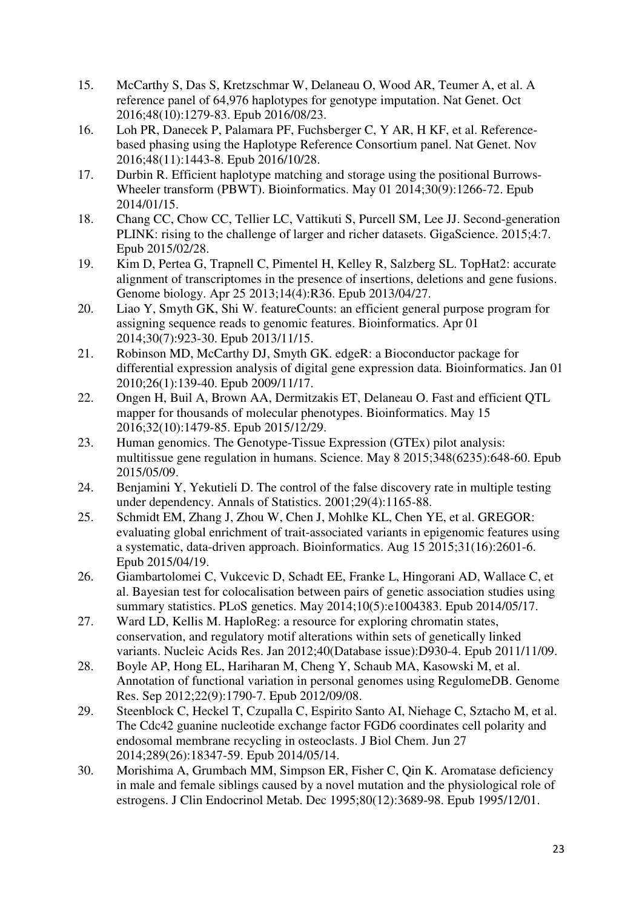15. McCarthy S, Das S, Kretzschmar W, Delaneau O, Wood AR, Teumer A, et al. A reference panel of 64,976 haplotypes for genotype imputation. Nat Genet. Oct 2016;48(10):1279-83. Epub 2016/08/23.
16. Loh PR, Danecek P, Palamara PF, Fuchsberger C, Y AR, H KF, et al. Reference-based phasing using the Haplotype Reference Consortium panel. Nat Genet. Nov 2016;48(11):1443-8. Epub 2016/10/28.
17. Durbin R. Efficient haplotype matching and storage using the positional Burrows-Wheeler transform (PBWT). Bioinformatics. May 01 2014;30(9):1266-72. Epub 2014/01/15.
18. Chang CC, Chow CC, Tellier LC, Vattikuti S, Purcell SM, Lee JJ. Second-generation PLINK: rising to the challenge of larger and richer datasets. GigaScience. 2015;4:7. Epub 2015/02/28.
19. Kim D, Pertea G, Trapnell C, Pimentel H, Kelley R, Salzberg SL. TopHat2: accurate alignment of transcriptomes in the presence of insertions, deletions and gene fusions. Genome biology. Apr 25 2013;14(4):R36. Epub 2013/04/27.
20. Liao Y, Smyth GK, Shi W. featureCounts: an efficient general purpose program for assigning sequence reads to genomic features. Bioinformatics. Apr 01 2014;30(7):923-30. Epub 2013/11/15.
21. Robinson MD, McCarthy DJ, Smyth GK. edgeR: a Bioconductor package for differential expression analysis of digital gene expression data. Bioinformatics. Jan 01 2010;26(1):139-40. Epub 2009/11/17.
22. Ongen H, Buil A, Brown AA, Dermitzakis ET, Delaneau O. Fast and efficient QTL mapper for thousands of molecular phenotypes. Bioinformatics. May 15 2016;32(10):1479-85. Epub 2015/12/29.
23. Human genomics. The Genotype-Tissue Expression (GTEx) pilot analysis: multitissue gene regulation in humans. Science. May 8 2015;348(6235):648-60. Epub 2015/05/09.
24. Benjamini Y, Yekutieli D. The control of the false discovery rate in multiple testing under dependency. Annals of Statistics. 2001;29(4):1165-88.
25. Schmidt EM, Zhang J, Zhou W, Chen J, Mohlke KL, Chen YE, et al. GREGOR: evaluating global enrichment of trait-associated variants in epigenomic features using a systematic, data-driven approach. Bioinformatics. Aug 15 2015;31(16):2601-6. Epub 2015/04/19.
26. Giambartolomei C, Vukcevic D, Schadt EE, Franke L, Hingorani AD, Wallace C, et al. Bayesian test for colocalisation between pairs of genetic association studies using summary statistics. PLoS genetics. May 2014;10(5):e1004383. Epub 2014/05/17.
27. Ward LD, Kellis M. HaploReg: a resource for exploring chromatin states, conservation, and regulatory motif alterations within sets of genetically linked variants. Nucleic Acids Res. Jan 2012;40(Database issue):D930-4. Epub 2011/11/09.
28. Boyle AP, Hong EL, Hariharan M, Cheng Y, Schaub MA, Kasowski M, et al. Annotation of functional variation in personal genomes using RegulomeDB. Genome Res. Sep 2012;22(9):1790-7. Epub 2012/09/08.
29. Steenblock C, Heckel T, Czupalla C, Espirito Santo AI, Niehage C, Sztacho M, et al. The Cdc42 guanine nucleotide exchange factor FGD6 coordinates cell polarity and endosomal membrane recycling in osteoclasts. J Biol Chem. Jun 27 2014;289(26):18347-59. Epub 2014/05/14.
30. Morishima A, Grumbach MM, Simpson ER, Fisher C, Qin K. Aromatase deficiency in male and female siblings caused by a novel mutation and the physiological role of estrogens. J Clin Endocrinol Metab. Dec 1995;80(12):3689-98. Epub 1995/12/01.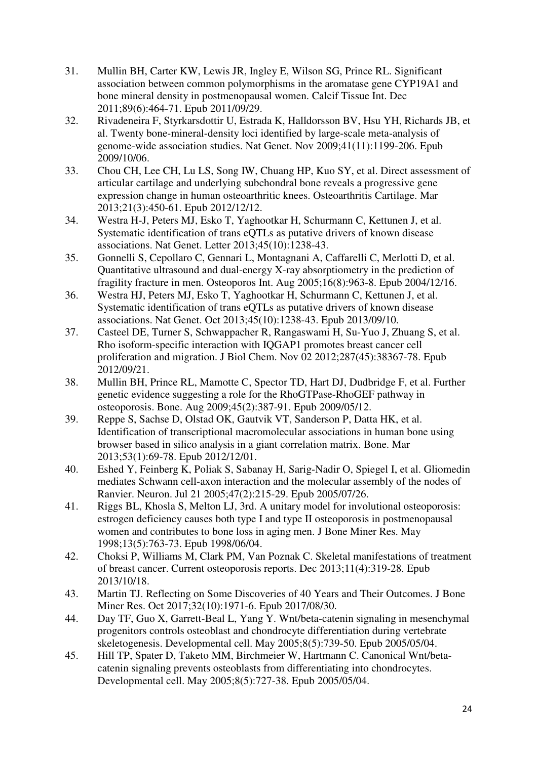31. Mullin BH, Carter KW, Lewis JR, Ingley E, Wilson SG, Prince RL. Significant association between common polymorphisms in the aromatase gene CYP19A1 and bone mineral density in postmenopausal women. Calcif Tissue Int. Dec 2011;89(6):464-71. Epub 2011/09/29.
32. Rivadeneira F, Styrkarsdottir U, Estrada K, Halldorsson BV, Hsu YH, Richards JB, et al. Twenty bone-mineral-density loci identified by large-scale meta-analysis of genome-wide association studies. Nat Genet. Nov 2009;41(11):1199-206. Epub 2009/10/06.
33. Chou CH, Lee CH, Lu LS, Song IW, Chuang HP, Kuo SY, et al. Direct assessment of articular cartilage and underlying subchondral bone reveals a progressive gene expression change in human osteoarthritic knees. Osteoarthritis Cartilage. Mar 2013;21(3):450-61. Epub 2012/12/12.
34. Westra H-J, Peters MJ, Esko T, Yaghootkar H, Schurmann C, Kettunen J, et al. Systematic identification of trans eQTLs as putative drivers of known disease associations. Nat Genet. Letter 2013;45(10):1238-43.
35. Gonnelli S, Cepollaro C, Gennari L, Montagnani A, Caffarelli C, Merlotti D, et al. Quantitative ultrasound and dual-energy X-ray absorptiometry in the prediction of fragility fracture in men. Osteoporos Int. Aug 2005;16(8):963-8. Epub 2004/12/16.
36. Westra HJ, Peters MJ, Esko T, Yaghootkar H, Schurmann C, Kettunen J, et al. Systematic identification of trans eQTLs as putative drivers of known disease associations. Nat Genet. Oct 2013;45(10):1238-43. Epub 2013/09/10.
37. Casteel DE, Turner S, Schwappacher R, Rangaswami H, Su-Yuo J, Zhuang S, et al. Rho isoform-specific interaction with IQGAP1 promotes breast cancer cell proliferation and migration. J Biol Chem. Nov 02 2012;287(45):38367-78. Epub 2012/09/21.
38. Mullin BH, Prince RL, Mamotte C, Spector TD, Hart DJ, Dudbridge F, et al. Further genetic evidence suggesting a role for the RhoGTPase-RhoGEF pathway in osteoporosis. Bone. Aug 2009;45(2):387-91. Epub 2009/05/12.
39. Reppe S, Sachse D, Olstad OK, Gautvik VT, Sanderson P, Datta HK, et al. Identification of transcriptional macromolecular associations in human bone using browser based in silico analysis in a giant correlation matrix. Bone. Mar 2013;53(1):69-78. Epub 2012/12/01.
40. Eshed Y, Feinberg K, Poliak S, Sabanay H, Sarig-Nadir O, Spiegel I, et al. Gliomedin mediates Schwann cell-axon interaction and the molecular assembly of the nodes of Ranvier. Neuron. Jul 21 2005;47(2):215-29. Epub 2005/07/26.
41. Riggs BL, Khosla S, Melton LJ, 3rd. A unitary model for involutional osteoporosis: estrogen deficiency causes both type I and type II osteoporosis in postmenopausal women and contributes to bone loss in aging men. J Bone Miner Res. May 1998;13(5):763-73. Epub 1998/06/04.
42. Choksi P, Williams M, Clark PM, Van Poznak C. Skeletal manifestations of treatment of breast cancer. Current osteoporosis reports. Dec 2013;11(4):319-28. Epub 2013/10/18.
43. Martin TJ. Reflecting on Some Discoveries of 40 Years and Their Outcomes. J Bone Miner Res. Oct 2017;32(10):1971-6. Epub 2017/08/30.
44. Day TF, Guo X, Garrett-Beal L, Yang Y. Wnt/beta-catenin signaling in mesenchymal progenitors controls osteoblast and chondrocyte differentiation during vertebrate skeletogenesis. Developmental cell. May 2005;8(5):739-50. Epub 2005/05/04.
45. Hill TP, Spater D, Taketo MM, Birchmeier W, Hartmann C. Canonical Wnt/beta-catenin signaling prevents osteoblasts from differentiating into chondrocytes. Developmental cell. May 2005;8(5):727-38. Epub 2005/05/04.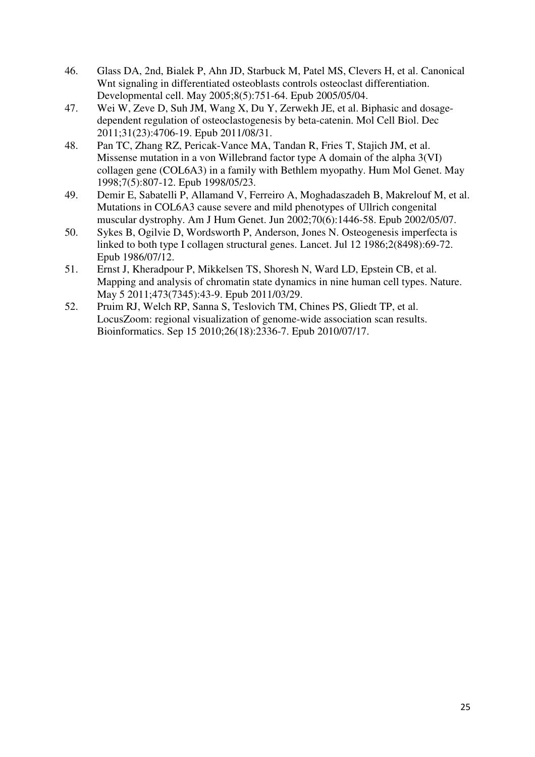46. Glass DA, 2nd, Bialek P, Ahn JD, Starbuck M, Patel MS, Clevers H, et al. Canonical Wnt signaling in differentiated osteoblasts controls osteoclast differentiation. Developmental cell. May 2005;8(5):751-64. Epub 2005/05/04.
47. Wei W, Zeve D, Suh JM, Wang X, Du Y, Zerwekh JE, et al. Biphasic and dosage-dependent regulation of osteoclastogenesis by beta-catenin. Mol Cell Biol. Dec 2011;31(23):4706-19. Epub 2011/08/31.
48. Pan TC, Zhang RZ, Pericak-Vance MA, Tandan R, Fries T, Stajich JM, et al. Missense mutation in a von Willebrand factor type A domain of the alpha 3(VI) collagen gene (COL6A3) in a family with Bethlem myopathy. Hum Mol Genet. May 1998;7(5):807-12. Epub 1998/05/23.
49. Demir E, Sabatelli P, Allamand V, Ferreiro A, Moghadaszadeh B, Makrelouf M, et al. Mutations in COL6A3 cause severe and mild phenotypes of Ullrich congenital muscular dystrophy. Am J Hum Genet. Jun 2002;70(6):1446-58. Epub 2002/05/07.
50. Sykes B, Ogilvie D, Wordsworth P, Anderson, Jones N. Osteogenesis imperfecta is linked to both type I collagen structural genes. Lancet. Jul 12 1986;2(8498):69-72. Epub 1986/07/12.
51. Ernst J, Kheradpour P, Mikkelsen TS, Shoresh N, Ward LD, Epstein CB, et al. Mapping and analysis of chromatin state dynamics in nine human cell types. Nature. May 5 2011;473(7345):43-9. Epub 2011/03/29.
52. Pruim RJ, Welch RP, Sanna S, Teslovich TM, Chines PS, Gliedt TP, et al. LocusZoom: regional visualization of genome-wide association scan results. Bioinformatics. Sep 15 2010;26(18):2336-7. Epub 2010/07/17.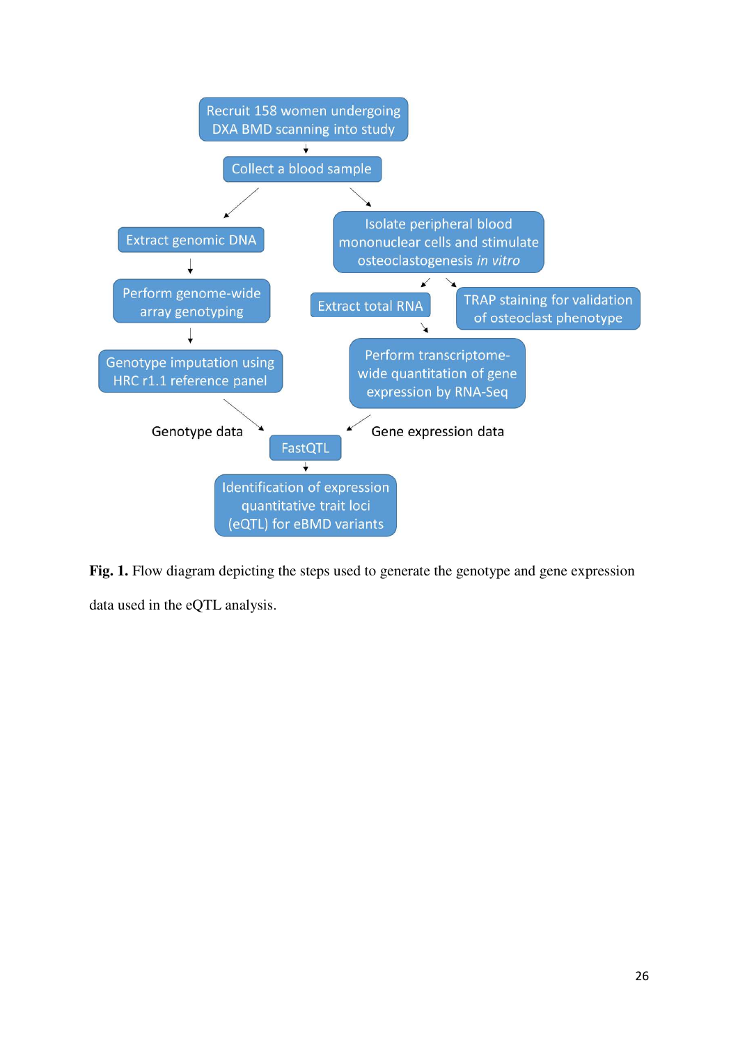Recruit 158 women undergoing DXA BMD scanning into study

Collect a blood sample

Extract genomic DNA

Perform genome-wide array genotyping

Genotype imputation using HRC r1.1 reference panel

Isolate peripheral blood mononuclear cells and stimulate osteoclastogenesis *in vitro*

Extract total RNA

TRAP staining for validation of osteoclast phenotype

Perform transcriptome-wide quantitation of gene expression by RNA-Seq

Genotype data

Gene expression data

FastQTL

Identification of expression quantitative trait loci (eQTL) for eBMD variants

**Fig. 1.** Flow diagram depicting the steps used to generate the genotype and gene expression data used in the eQTL analysis.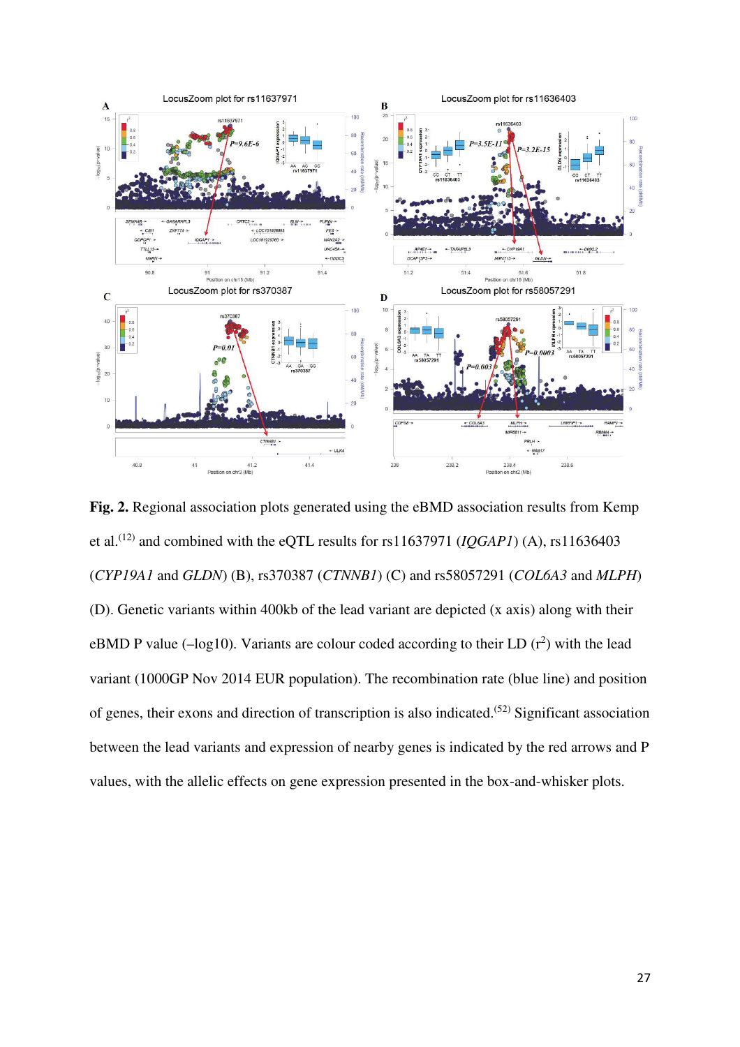**Fig. 2.** Regional association plots generated using the eBMD association results from Kemp et al.[12] and combined with the eQTL results for rs11637971 (*IQGAP1*) (A), rs11636403 (*CYP19A1* and *GLDN*) (B), rs370387 (*CTNNB1*) (C) and rs58057291 (*COL6A3* and *MLPH*) (D). Genetic variants within 400kb of the lead variant are depicted (x axis) along with their eBMD P value (–log10). Variants are colour coded according to their LD ($r^2$) with the lead variant (1000GP Nov 2014 EUR population). The recombination rate (blue line) and position of genes, their exons and direction of transcription is also indicated.[52] Significant association between the lead variants and expression of nearby genes is indicated by the red arrows and P values, with the allelic effects on gene expression presented in the box-and-whisker plots.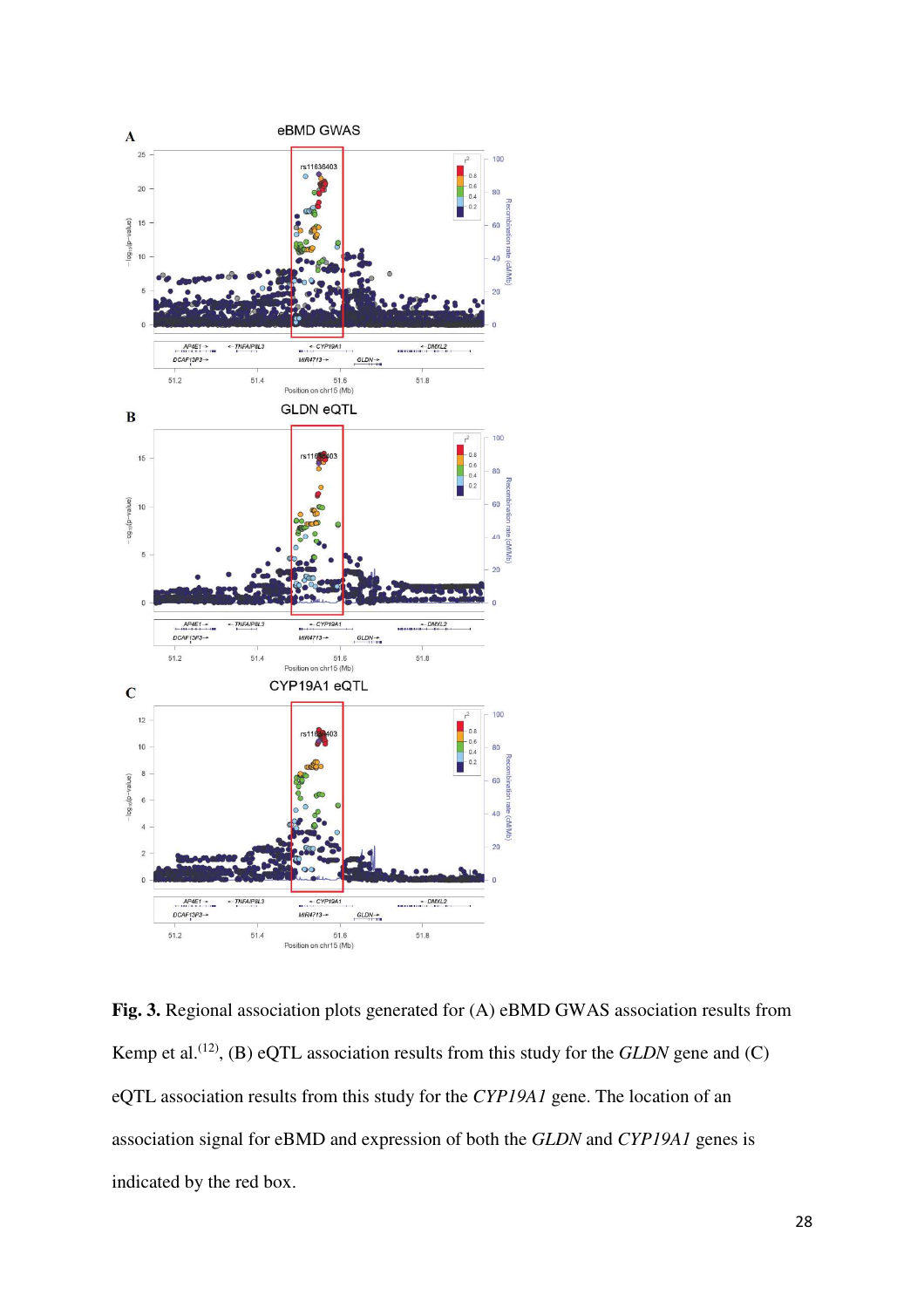**Fig. 3.** Regional association plots generated for (A) eBMD GWAS association results from Kemp et al.[12], (B) eQTL association results from this study for the *GLDN* gene and (C) eQTL association results from this study for the *CYP19A1* gene. The location of an association signal for eBMD and expression of both the *GLDN* and *CYP19A1* genes is indicated by the red box.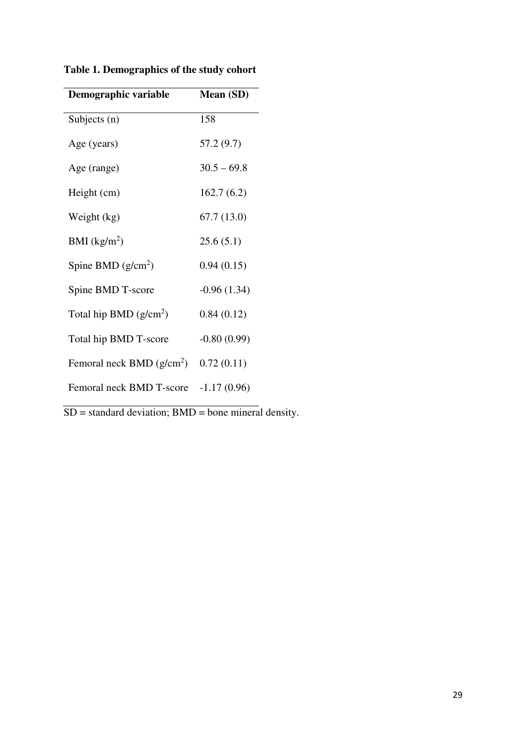**Table 1. Demographics of the study cohort**

| Demographic variable | Mean (SD) |
| --- | --- |
| Subjects (n) | 158 |
| Age (years) | 57.2 (9.7) |
| Age (range) | 30.5 – 69.8 |
| Height (cm) | 162.7 (6.2) |
| Weight (kg) | 67.7 (13.0) |
| BMI ($kg/m^2$) | 25.6 (5.1) |
| Spine BMD ($g/cm^2$) | 0.94 (0.15) |
| Spine BMD T-score | -0.96 (1.34) |
| Total hip BMD ($g/cm^2$) | 0.84 (0.12) |
| Total hip BMD T-score | -0.80 (0.99) |
| Femoral neck BMD ($g/cm^2$) | 0.72 (0.11) |
| Femoral neck BMD T-score | -1.17 (0.96) |

SD = standard deviation; BMD = bone mineral density.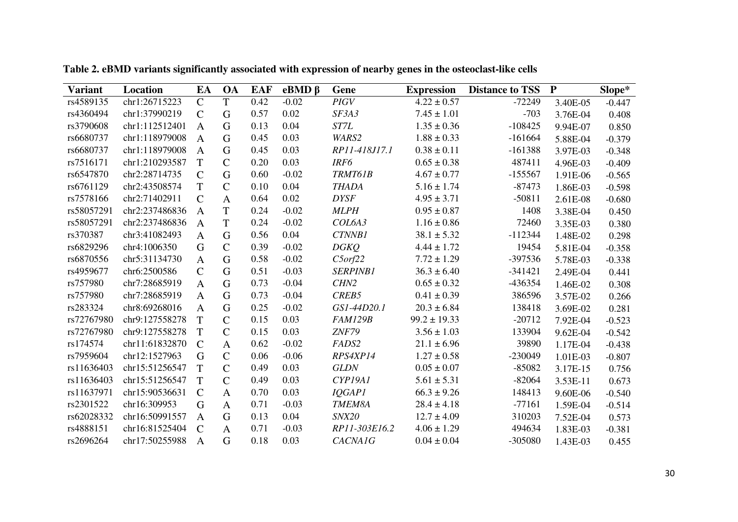**Table 2. eBMD variants significantly associated with expression of nearby genes in the osteoclast-like cells**

| Variant | Location | EA | OA | EAF | eBMD β | Gene | Expression | Distance to TSS | P | Slope* |
|---|---|---|---|---|---|---|---|---|---|---|
| rs4589135 | chr1:26715223 | C | T | 0.42 | -0.02 | *PIGV* | 4.22 ± 0.57 | -72249 | 3.40E-05 | -0.447 |
| rs4360494 | chr1:37990219 | C | G | 0.57 | 0.02 | *SF3A3* | 7.45 ± 1.01 | -703 | 3.76E-04 | 0.408 |
| rs3790608 | chr1:112512401 | A | G | 0.13 | 0.04 | *ST7L* | 1.35 ± 0.36 | -108425 | 9.94E-07 | 0.850 |
| rs6680737 | chr1:118979008 | A | G | 0.45 | 0.03 | *WARS2* | 1.88 ± 0.33 | -161664 | 5.88E-04 | -0.379 |
| rs6680737 | chr1:118979008 | A | G | 0.45 | 0.03 | *RP11-418J17.1* | 0.38 ± 0.11 | -161388 | 3.97E-03 | -0.348 |
| rs7516171 | chr1:210293587 | T | C | 0.20 | 0.03 | *IRF6* | 0.65 ± 0.38 | 487411 | 4.96E-03 | -0.409 |
| rs6547870 | chr2:28714735 | C | G | 0.60 | -0.02 | *TRMT61B* | 4.67 ± 0.77 | -155567 | 1.91E-06 | -0.565 |
| rs6761129 | chr2:43508574 | T | C | 0.10 | 0.04 | *THADA* | 5.16 ± 1.74 | -87473 | 1.86E-03 | -0.598 |
| rs7578166 | chr2:71402911 | C | A | 0.64 | 0.02 | *DYSF* | 4.95 ± 3.71 | -50811 | 2.61E-08 | -0.680 |
| rs58057291 | chr2:237486836 | A | T | 0.24 | -0.02 | *MLPH* | 0.95 ± 0.87 | 1408 | 3.38E-04 | 0.450 |
| rs58057291 | chr2:237486836 | A | T | 0.24 | -0.02 | *COL6A3* | 1.16 ± 0.86 | 72460 | 3.35E-03 | 0.380 |
| rs370387 | chr3:41082493 | A | G | 0.56 | 0.04 | *CTNNB1* | 38.1 ± 5.32 | -112344 | 1.48E-02 | 0.298 |
| rs6829296 | chr4:1006350 | G | C | 0.39 | -0.02 | *DGKQ* | 4.44 ± 1.72 | 19454 | 5.81E-04 | -0.358 |
| rs6870556 | chr5:31134730 | A | G | 0.58 | -0.02 | *C5orf22* | 7.72 ± 1.29 | -397536 | 5.78E-03 | -0.338 |
| rs4959677 | chr6:2500586 | C | G | 0.51 | -0.03 | *SERPINB1* | 36.3 ± 6.40 | -341421 | 2.49E-04 | 0.441 |
| rs757980 | chr7:28685919 | A | G | 0.73 | -0.04 | *CHN2* | 0.65 ± 0.32 | -436354 | 1.46E-02 | 0.308 |
| rs757980 | chr7:28685919 | A | G | 0.73 | -0.04 | *CREB5* | 0.41 ± 0.39 | 386596 | 3.57E-02 | 0.266 |
| rs283324 | chr8:69268016 | A | G | 0.25 | -0.02 | *GS1-44D20.1* | 20.3 ± 6.84 | 138418 | 3.69E-02 | 0.281 |
| rs72767980 | chr9:127558278 | T | C | 0.15 | 0.03 | *FAM129B* | 99.2 ± 19.33 | -20712 | 7.92E-04 | -0.523 |
| rs72767980 | chr9:127558278 | T | C | 0.15 | 0.03 | *ZNF79* | 3.56 ± 1.03 | 133904 | 9.62E-04 | -0.542 |
| rs174574 | chr11:61832870 | C | A | 0.62 | -0.02 | *FADS2* | 21.1 ± 6.96 | 39890 | 1.17E-04 | -0.438 |
| rs7959604 | chr12:1527963 | G | C | 0.06 | -0.06 | *RPS4XP14* | 1.27 ± 0.58 | -230049 | 1.01E-03 | -0.807 |
| rs11636403 | chr15:51256547 | T | C | 0.49 | 0.03 | *GLDN* | 0.05 ± 0.07 | -85082 | 3.17E-15 | 0.756 |
| rs11636403 | chr15:51256547 | T | C | 0.49 | 0.03 | *CYP19A1* | 5.61 ± 5.31 | -82064 | 3.53E-11 | 0.673 |
| rs11637971 | chr15:90536631 | C | A | 0.70 | 0.03 | *IQGAP1* | 66.3 ± 9.26 | 148413 | 9.60E-06 | -0.540 |
| rs2301522 | chr16:309953 | G | A | 0.71 | -0.03 | *TMEM8A* | 28.4 ± 4.18 | -77161 | 1.59E-04 | -0.514 |
| rs62028332 | chr16:50991557 | A | G | 0.13 | 0.04 | *SNX20* | 12.7 ± 4.09 | 310203 | 7.52E-04 | 0.573 |
| rs4888151 | chr16:81525404 | C | A | 0.71 | -0.03 | *RP11-303E16.2* | 4.06 ± 1.29 | 494634 | 1.83E-03 | -0.381 |
| rs2696264 | chr17:50255988 | A | G | 0.18 | 0.03 | *CACNA1G* | 0.04 ± 0.04 | -305080 | 1.43E-03 | 0.455 |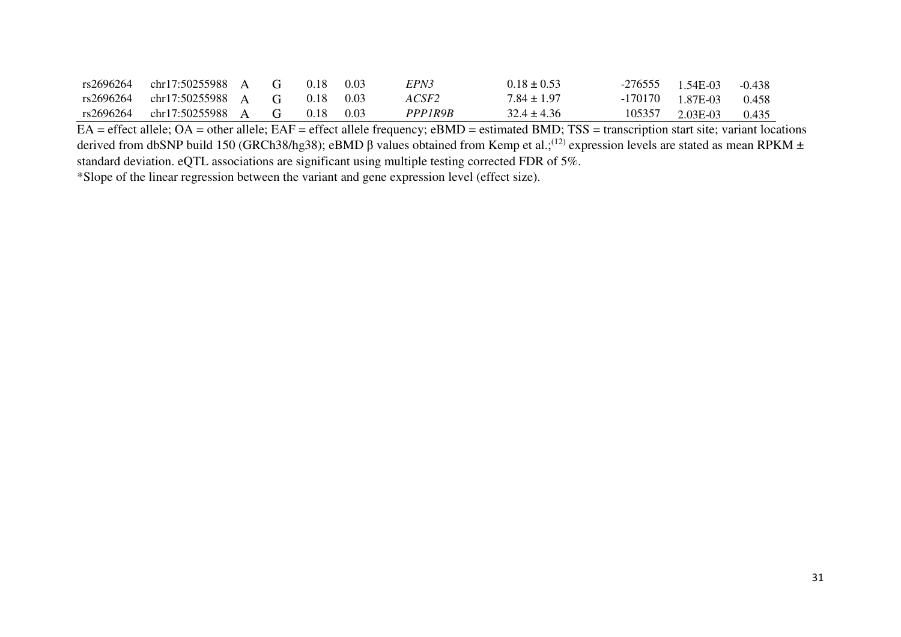| | | | | | | | | | | |
|---|---|---|---|---|---|---|---|---|---|---|
| rs2696264 | chr17:50255988 | A | G | 0.18 | 0.03 | *EPN3* | 0.18 ± 0.53 | -276555 | 1.54E-03 | -0.438 |
| rs2696264 | chr17:50255988 | A | G | 0.18 | 0.03 | *ACSF2* | 7.84 ± 1.97 | -170170 | 1.87E-03 | 0.458 |
| rs2696264 | chr17:50255988 | A | G | 0.18 | 0.03 | *PPP1R9B* | 32.4 ± 4.36 | 105357 | 2.03E-03 | 0.435 |

EA = effect allele; OA = other allele; EAF = effect allele frequency; eBMD = estimated BMD; TSS = transcription start site; variant locations derived from dbSNP build 150 (GRCh38/hg38); eBMD β values obtained from Kemp et al.;[12] expression levels are stated as mean RPKM ± standard deviation. eQTL associations are significant using multiple testing corrected FDR of 5%.

*Slope of the linear regression between the variant and gene expression level (effect size).